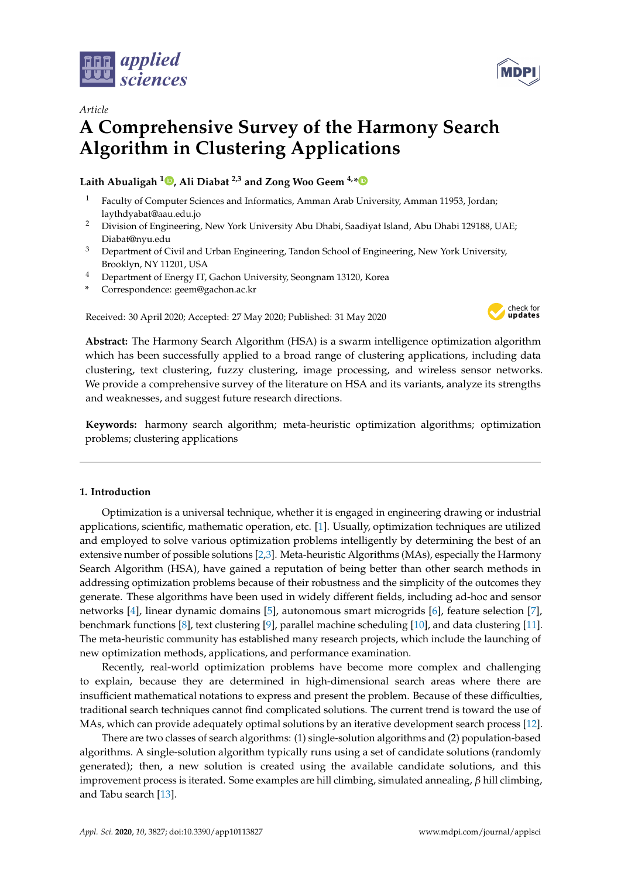*Article*

# A Comprehensive Survey of the Harmony Search Algorithm in Clustering Applications

**Laith Abualigah [1], Ali Diabat [2,3] and Zong Woo Geem [4,*]**

[1] Faculty of Computer Sciences and Informatics, Amman Arab University, Amman 11953, Jordan; laythdyabat@aau.edu.jo

[2] Division of Engineering, New York University Abu Dhabi, Saadiyat Island, Abu Dhabi 129188, UAE; Diabat@nyu.edu

[3] Department of Civil and Urban Engineering, Tandon School of Engineering, New York University, Brooklyn, NY 11201, USA

[4] Department of Energy IT, Gachon University, Seongnam 13120, Korea

[*] Correspondence: geem@gachon.ac.kr

Received: 30 April 2020; Accepted: 27 May 2020; Published: 31 May 2020

**Abstract:** The Harmony Search Algorithm (HSA) is a swarm intelligence optimization algorithm which has been successfully applied to a broad range of clustering applications, including data clustering, text clustering, fuzzy clustering, image processing, and wireless sensor networks. We provide a comprehensive survey of the literature on HSA and its variants, analyze its strengths and weaknesses, and suggest future research directions.

**Keywords:** harmony search algorithm; meta-heuristic optimization algorithms; optimization problems; clustering applications

## 1. Introduction

Optimization is a universal technique, whether it is engaged in engineering drawing or industrial applications, scientific, mathematic operation, etc. [1]. Usually, optimization techniques are utilized and employed to solve various optimization problems intelligently by determining the best of an extensive number of possible solutions [2,3]. Meta-heuristic Algorithms (MAs), especially the Harmony Search Algorithm (HSA), have gained a reputation of being better than other search methods in addressing optimization problems because of their robustness and the simplicity of the outcomes they generate. These algorithms have been used in widely different fields, including ad-hoc and sensor networks [4], linear dynamic domains [5], autonomous smart microgrids [6], feature selection [7], benchmark functions [8], text clustering [9], parallel machine scheduling [10], and data clustering [11]. The meta-heuristic community has established many research projects, which include the launching of new optimization methods, applications, and performance examination.

Recently, real-world optimization problems have become more complex and challenging to explain, because they are determined in high-dimensional search areas where there are insufficient mathematical notations to express and present the problem. Because of these difficulties, traditional search techniques cannot find complicated solutions. The current trend is toward the use of MAs, which can provide adequately optimal solutions by an iterative development search process [12].

There are two classes of search algorithms: (1) single-solution algorithms and (2) population-based algorithms. A single-solution algorithm typically runs using a set of candidate solutions (randomly generated); then, a new solution is created using the available candidate solutions, and this improvement process is iterated. Some examples are hill climbing, simulated annealing, $\beta$ hill climbing, and Tabu search [13].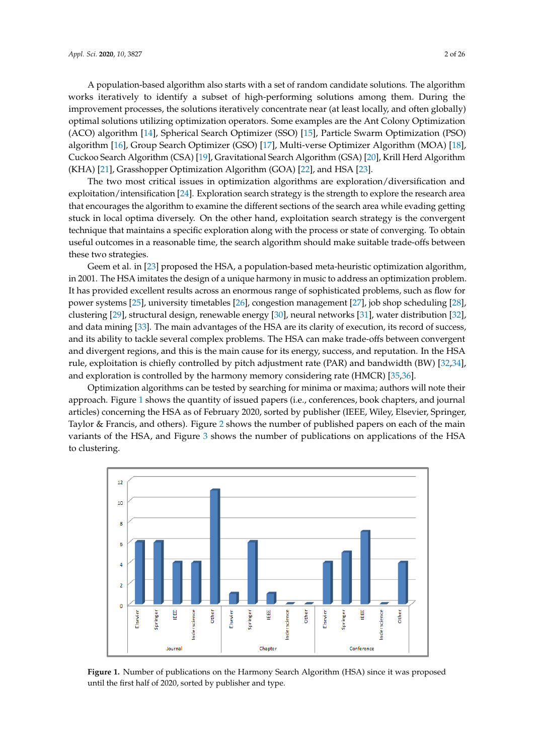A population-based algorithm also starts with a set of random candidate solutions. The algorithm works iteratively to identify a subset of high-performing solutions among them. During the improvement processes, the solutions iteratively concentrate near (at least locally, and often globally) optimal solutions utilizing optimization operators. Some examples are the Ant Colony Optimization (ACO) algorithm [14], Spherical Search Optimizer (SSO) [15], Particle Swarm Optimization (PSO) algorithm [16], Group Search Optimizer (GSO) [17], Multi-verse Optimizer Algorithm (MOA) [18], Cuckoo Search Algorithm (CSA) [19], Gravitational Search Algorithm (GSA) [20], Krill Herd Algorithm (KHA) [21], Grasshopper Optimization Algorithm (GOA) [22], and HSA [23].

The two most critical issues in optimization algorithms are exploration/diversification and exploitation/intensification [24]. Exploration search strategy is the strength to explore the research area that encourages the algorithm to examine the different sections of the search area while evading getting stuck in local optima diversely. On the other hand, exploitation search strategy is the convergent technique that maintains a specific exploration along with the process or state of converging. To obtain useful outcomes in a reasonable time, the search algorithm should make suitable trade-offs between these two strategies.

Geem et al. in [23] proposed the HSA, a population-based meta-heuristic optimization algorithm, in 2001. The HSA imitates the design of a unique harmony in music to address an optimization problem. It has provided excellent results across an enormous range of sophisticated problems, such as flow for power systems [25], university timetables [26], congestion management [27], job shop scheduling [28], clustering [29], structural design, renewable energy [30], neural networks [31], water distribution [32], and data mining [33]. The main advantages of the HSA are its clarity of execution, its record of success, and its ability to tackle several complex problems. The HSA can make trade-offs between convergent and divergent regions, and this is the main cause for its energy, success, and reputation. In the HSA rule, exploitation is chiefly controlled by pitch adjustment rate (PAR) and bandwidth (BW) [32,34], and exploration is controlled by the harmony memory considering rate (HMCR) [35,36].

Optimization algorithms can be tested by searching for minima or maxima; authors will note their approach. Figure 1 shows the quantity of issued papers (i.e., conferences, book chapters, and journal articles) concerning the HSA as of February 2020, sorted by publisher (IEEE, Wiley, Elsevier, Springer, Taylor & Francis, and others). Figure 2 shows the number of published papers on each of the main variants of the HSA, and Figure 3 shows the number of publications on applications of the HSA to clustering.

**Figure 1.** Number of publications on the Harmony Search Algorithm (HSA) since it was proposed until the first half of 2020, sorted by publisher and type.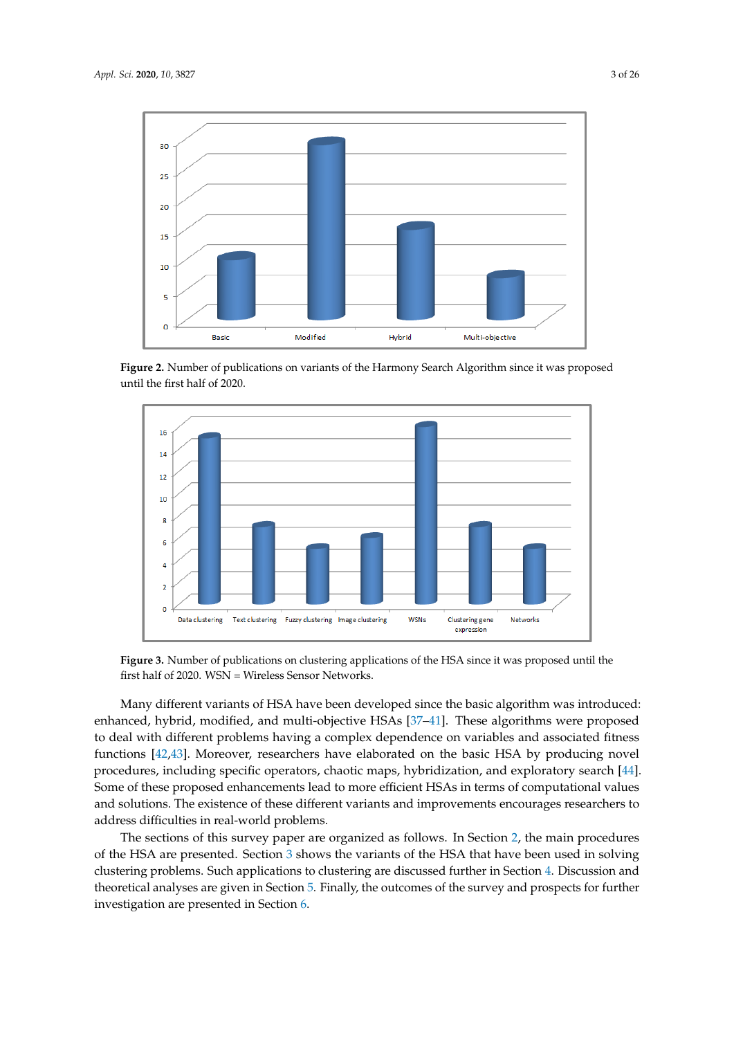**Figure 2.** Number of publications on variants of the Harmony Search Algorithm since it was proposed until the first half of 2020.

**Figure 3.** Number of publications on clustering applications of the HSA since it was proposed until the first half of 2020. WSN = Wireless Sensor Networks.

Many different variants of HSA have been developed since the basic algorithm was introduced: enhanced, hybrid, modified, and multi-objective HSAs [37–41]. These algorithms were proposed to deal with different problems having a complex dependence on variables and associated fitness functions [42,43]. Moreover, researchers have elaborated on the basic HSA by producing novel procedures, including specific operators, chaotic maps, hybridization, and exploratory search [44]. Some of these proposed enhancements lead to more efficient HSAs in terms of computational values and solutions. The existence of these different variants and improvements encourages researchers to address difficulties in real-world problems.

The sections of this survey paper are organized as follows. In Section 2, the main procedures of the HSA are presented. Section 3 shows the variants of the HSA that have been used in solving clustering problems. Such applications to clustering are discussed further in Section 4. Discussion and theoretical analyses are given in Section 5. Finally, the outcomes of the survey and prospects for further investigation are presented in Section 6.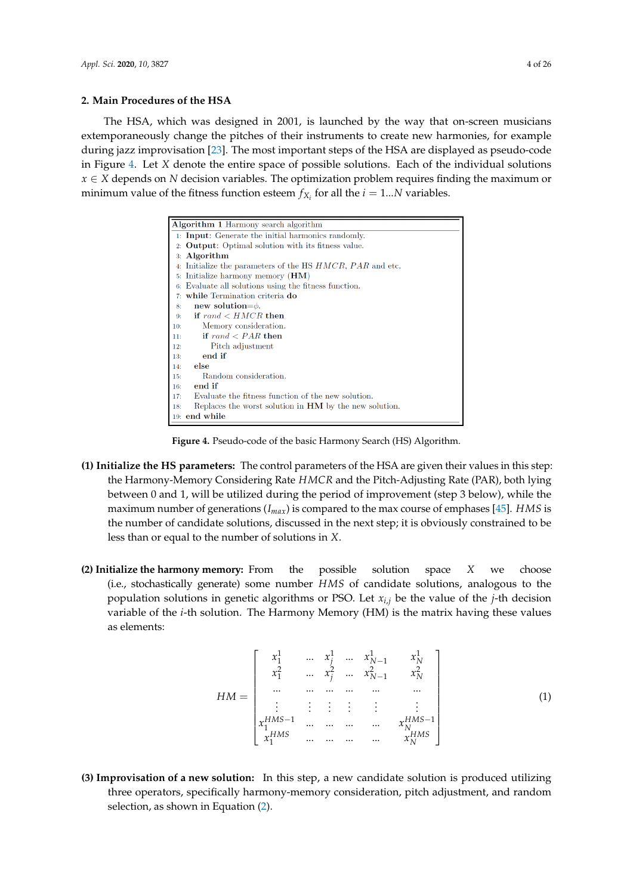## 2. Main Procedures of the HSA

The HSA, which was designed in 2001, is launched by the way that on-screen musicians extemporaneously change the pitches of their instruments to create new harmonies, for example during jazz improvisation [23]. The most important steps of the HSA are displayed as pseudo-code in Figure 4. Let $X$ denote the entire space of possible solutions. Each of the individual solutions $x \in X$ depends on $N$ decision variables. The optimization problem requires finding the maximum or minimum value of the fitness function esteem $f_{X_i}$ for all the $i = 1...N$ variables.

```
Algorithm 1 Harmony search algorithm
1:  Input: Generate the initial harmonics randomly.
2:  Output: Optimal solution with its fitness value.
3:  Algorithm
4:  Initialize the parameters of the HS HMCR, PAR and etc.
5:  Initialize harmony memory (HM)
6:  Evaluate all solutions using the fitness function.
7:  while Termination criteria do
8:      new solution=φ.
9:      if rand < HMCR then
10:         Memory consideration.
11:         if rand < PAR then
12:             Pitch adjustment
13:         end if
14:     else
15:         Random consideration.
16:     end if
17:     Evaluate the fitness function of the new solution.
18:     Replaces the worst solution in HM by the new solution.
19: end while
```

**Figure 4.** Pseudo-code of the basic Harmony Search (HS) Algorithm.

**(1) Initialize the HS parameters:** The control parameters of the HSA are given their values in this step: the Harmony-Memory Considering Rate $HMCR$ and the Pitch-Adjusting Rate (PAR), both lying between 0 and 1, will be utilized during the period of improvement (step 3 below), while the maximum number of generations ($I_{max}$) is compared to the max course of emphases [45]. $HMS$ is the number of candidate solutions, discussed in the next step; it is obviously constrained to be less than or equal to the number of solutions in $X$.

**(2) Initialize the harmony memory:** From the possible solution space $X$ we choose (i.e., stochastically generate) some number $HMS$ of candidate solutions, analogous to the population solutions in genetic algorithms or PSO. Let $x_{i,j}$ be the value of the $j$-th decision variable of the $i$-th solution. The Harmony Memory (HM) is the matrix having these values as elements:

$$HM = \begin{bmatrix} x_1^1 & \dots & x_j^1 & \dots & x_{N-1}^1 & x_N^1 \\ x_1^2 & \dots & x_j^2 & \dots & x_{N-1}^2 & x_N^2 \\ \dots & \dots & \dots & \dots & \dots & \dots \\ \vdots & \vdots & \vdots & \vdots & \vdots & \vdots \\ x_1^{HMS-1} & \dots & \dots & \dots & \dots & x_N^{HMS-1} \\ x_1^{HMS} & \dots & \dots & \dots & \dots & x_N^{HMS} \end{bmatrix} \tag{1}$$

**(3) Improvisation of a new solution:** In this step, a new candidate solution is produced utilizing three operators, specifically harmony-memory consideration, pitch adjustment, and random selection, as shown in Equation (2).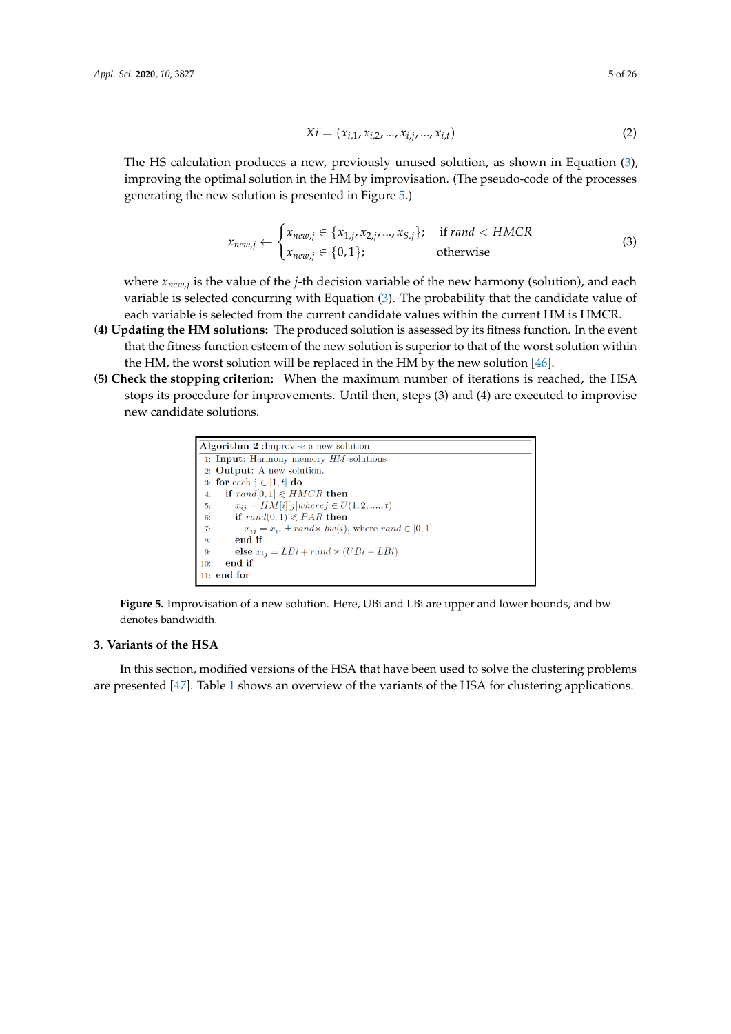$$Xi = (x_{i,1}, x_{i,2}, ..., x_{i,j}, ..., x_{i,t}) \tag{2}$$

The HS calculation produces a new, previously unused solution, as shown in Equation (3), improving the optimal solution in the HM by improvisation. (The pseudo-code of the processes generating the new solution is presented in Figure 5.)

$$x_{new,j} \leftarrow \begin{cases} x_{new,j} \in \{x_{1,j}, x_{2,j}, ..., x_{S,j}\}; & \text{if } rand < HMCR \\ x_{new,j} \in \{0,1\}; & \text{otherwise} \end{cases} \tag{3}$$

where $x_{new,j}$ is the value of the $j$-th decision variable of the new harmony (solution), and each variable is selected concurring with Equation (3). The probability that the candidate value of each variable is selected from the current candidate values within the current HM is HMCR.

**(4) Updating the HM solutions:** The produced solution is assessed by its fitness function. In the event that the fitness function esteem of the new solution is superior to that of the worst solution within the HM, the worst solution will be replaced in the HM by the new solution [46].

**(5) Check the stopping criterion:** When the maximum number of iterations is reached, the HSA stops its procedure for improvements. Until then, steps (3) and (4) are executed to improve new candidate solutions.

```
Algorithm 2 :Improvise a new solution
1:  Input: Harmony memory HM solutions
2:  Output: A new solution.
3:  for each j ∈ [1,t] do
4:    if rand[0,1] ⩽ HMCR then
5:      x_ij = HM[i][j] where j ∈ U(1,2,....,t)
6:      if rand(0,1) ⩽ PAR then
7:        x_ij = x_ij ± rand × bw(i), where rand ∈ [0,1]
8:      end if
9:      else x_ij = LBi + rand × (UBi − LBi)
10:   end if
11: end for
```

**Figure 5.** Improvisation of a new solution. Here, UBi and LBi are upper and lower bounds, and bw denotes bandwidth.

## 3. Variants of the HSA

In this section, modified versions of the HSA that have been used to solve the clustering problems are presented [47]. Table 1 shows an overview of the variants of the HSA for clustering applications.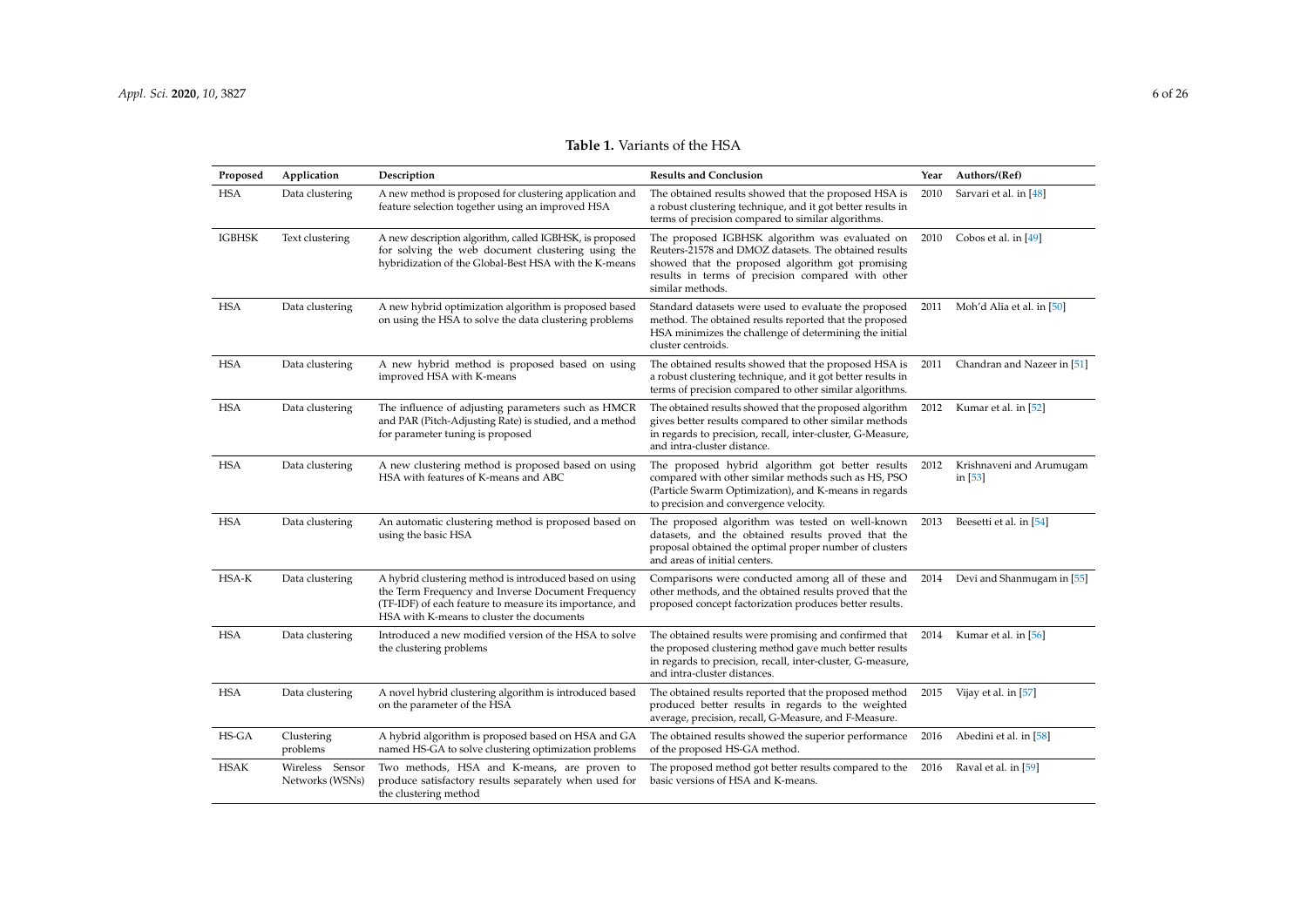**Table 1.** Variants of the HSA

| Proposed | Application | Description | Results and Conclusion | Year | Authors/(Ref) |
|---|---|---|---|---|---|
| HSA | Data clustering | A new method is proposed for clustering application and feature selection together using an improved HSA | The obtained results showed that the proposed HSA is a robust clustering technique, and it got better results in terms of precision compared to similar algorithms. | 2010 | Sarvari et al. in [48] |
| IGBHSK | Text clustering | A new description algorithm, called IGBHSK, is proposed for solving the web document clustering using the hybridization of the Global-Best HSA with the K-means | The proposed IGBHSK algorithm was evaluated on Reuters-21578 and DMOZ datasets. The obtained results showed that the proposed algorithm got promising results in terms of precision compared with other similar methods. | 2010 | Cobos et al. in [49] |
| HSA | Data clustering | A new hybrid optimization algorithm is proposed based on using the HSA to solve the data clustering problems | Standard datasets were used to evaluate the proposed method. The obtained results reported that the proposed HSA minimizes the challenge of determining the initial cluster centroids. | 2011 | Moh'd Alia et al. in [50] |
| HSA | Data clustering | A new hybrid method is proposed based on using improved HSA with K-means | The obtained results showed that the proposed HSA is a robust clustering technique, and it got better results in terms of precision compared to other similar algorithms. | 2011 | Chandran and Nazeer in [51] |
| HSA | Data clustering | The influence of adjusting parameters such as HMCR and PAR (Pitch-Adjusting Rate) is studied, and a method for parameter tuning is proposed | The obtained results showed that the proposed algorithm gives better results compared to other similar methods in regards to precision, recall, inter-cluster, G-Measure, and intra-cluster distance. | 2012 | Kumar et al. in [52] |
| HSA | Data clustering | A new clustering method is proposed based on using HSA with features of K-means and ABC | The proposed hybrid algorithm got better results compared with other similar methods such as HS, PSO (Particle Swarm Optimization), and K-means in regards to precision and convergence velocity. | 2012 | Krishnaveni and Arumugam in [53] |
| HSA | Data clustering | An automatic clustering method is proposed based on using the basic HSA | The proposed algorithm was tested on well-known datasets, and the obtained results proved that the proposal obtained the optimal proper number of clusters and areas of initial centers. | 2013 | Beesetti et al. in [54] |
| HSA-K | Data clustering | A hybrid clustering method is introduced based on using the Term Frequency and Inverse Document Frequency (TF-IDF) of each feature to measure its importance, and HSA with K-means to cluster the documents | Comparisons were conducted among all of these and other methods, and the obtained results proved that the proposed concept factorization produces better results. | 2014 | Devi and Shanmugam in [55] |
| HSA | Data clustering | Introduced a new modified version of the HSA to solve the clustering problems | The obtained results were promising and confirmed that the proposed clustering method gave much better results in regards to precision, recall, inter-cluster, G-Measure, and intra-cluster distances. | 2014 | Kumar et al. in [56] |
| HSA | Data clustering | A novel hybrid clustering algorithm is introduced based on the parameter of the HSA | The obtained results reported that the proposed method produced better results in regards to the weighted average, precision, recall, G-Measure, and F-Measure. | 2015 | Vijay et al. in [57] |
| HS-GA | Clustering problems | A hybrid algorithm is proposed based on HSA and GA named HS-GA to solve clustering optimization problems | The obtained results showed the superior performance of the proposed HS-GA method. | 2016 | Abedini et al. in [58] |
| HSAK | Wireless Sensor Networks (WSNs) | Two methods, HSA and K-means, are proven to produce satisfactory results separately when used for the clustering method | The proposed method got better results compared to the basic versions of HSA and K-means. | 2016 | Raval et al. in [59] |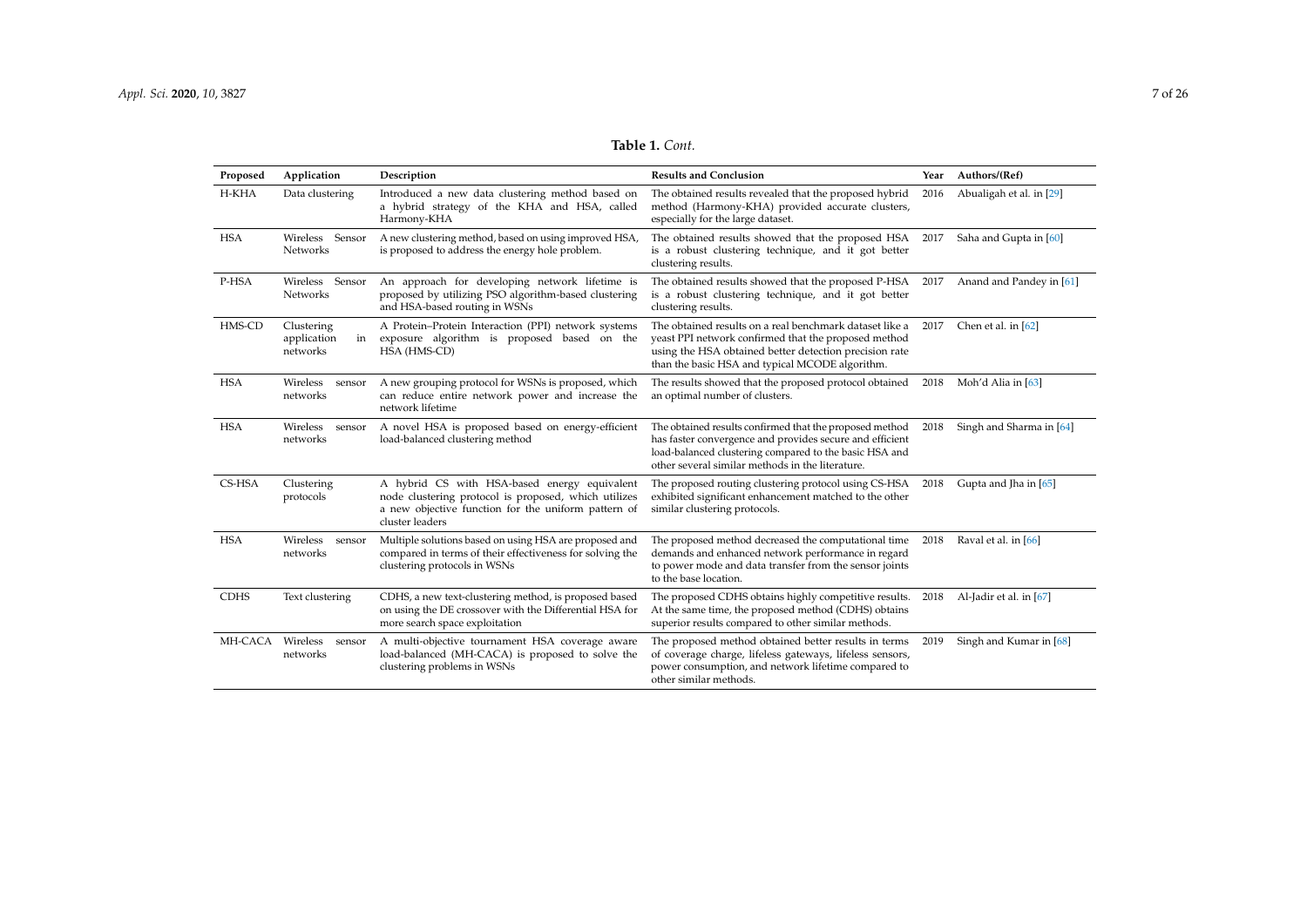**Table 1.** *Cont.*

| Proposed | Application | Description | Results and Conclusion | Year | Authors/(Ref) |
|---|---|---|---|---|---|
| H-KHA | Data clustering | Introduced a new data clustering method based on a hybrid strategy of the KHA and HSA, called Harmony-KHA | The obtained results revealed that the proposed hybrid method (Harmony-KHA) provided accurate clusters, especially for the large dataset. | 2016 | Abualigah et al. in [29] |
| HSA | Wireless Sensor Networks | A new clustering method, based on using improved HSA, is proposed to address the energy hole problem. | The obtained results showed that the proposed HSA is a robust clustering technique, and it got better clustering results. | 2017 | Saha and Gupta in [60] |
| P-HSA | Wireless Sensor Networks | An approach for developing network lifetime is proposed by utilizing PSO algorithm-based clustering and HSA-based routing in WSNs | The obtained results showed that the proposed P-HSA is a robust clustering technique, and it got better clustering results. | 2017 | Anand and Pandey in [61] |
| HMS-CD | Clustering application in networks | A Protein–Protein Interaction (PPI) network systems exposure algorithm is proposed based on the HSA (HMS-CD) | The obtained results on a real benchmark dataset like a yeast PPI network confirmed that the proposed method using the HSA obtained better detection precision rate than the basic HSA and typical MCODE algorithm. | 2017 | Chen et al. in [62] |
| HSA | Wireless sensor networks | A new grouping protocol for WSNs is proposed, which can reduce entire network power and increase the network lifetime | The results showed that the proposed protocol obtained an optimal number of clusters. | 2018 | Moh'd Alia in [63] |
| HSA | Wireless sensor networks | A novel HSA is proposed based on energy-efficient load-balanced clustering method | The obtained results confirmed that the proposed method has faster convergence and provides secure and efficient load-balanced clustering compared to the basic HSA and other several similar methods in the literature. | 2018 | Singh and Sharma in [64] |
| CS-HSA | Clustering protocols | A hybrid CS with HSA-based energy equivalent node clustering protocol is proposed, which utilizes a new objective function for the uniform pattern of cluster leaders | The proposed routing clustering protocol using CS-HSA exhibited significant enhancement matched to the other similar clustering protocols. | 2018 | Gupta and Jha in [65] |
| HSA | Wireless sensor networks | Multiple solutions based on using HSA are proposed and compared in terms of their effectiveness for solving the clustering protocols in WSNs | The proposed method decreased the computational time demands and enhanced network performance in regard to power mode and data transfer from the sensor joints to the base location. | 2018 | Raval et al. in [66] |
| CDHS | Text clustering | CDHS, a new text-clustering method, is proposed based on using the DE crossover with the Differential HSA for more search space exploitation | The proposed CDHS obtains highly competitive results. At the same time, the proposed method (CDHS) obtains superior results compared to other similar methods. | 2018 | Al-Jadir et al. in [67] |
| MH-CACA | Wireless sensor networks | A multi-objective tournament HSA coverage aware load-balanced (MH-CACA) is proposed to solve the clustering problems in WSNs | The proposed method obtained better results in terms of coverage charge, lifeless gateways, lifeless sensors, power consumption, and network lifetime compared to other similar methods. | 2019 | Singh and Kumar in [68] |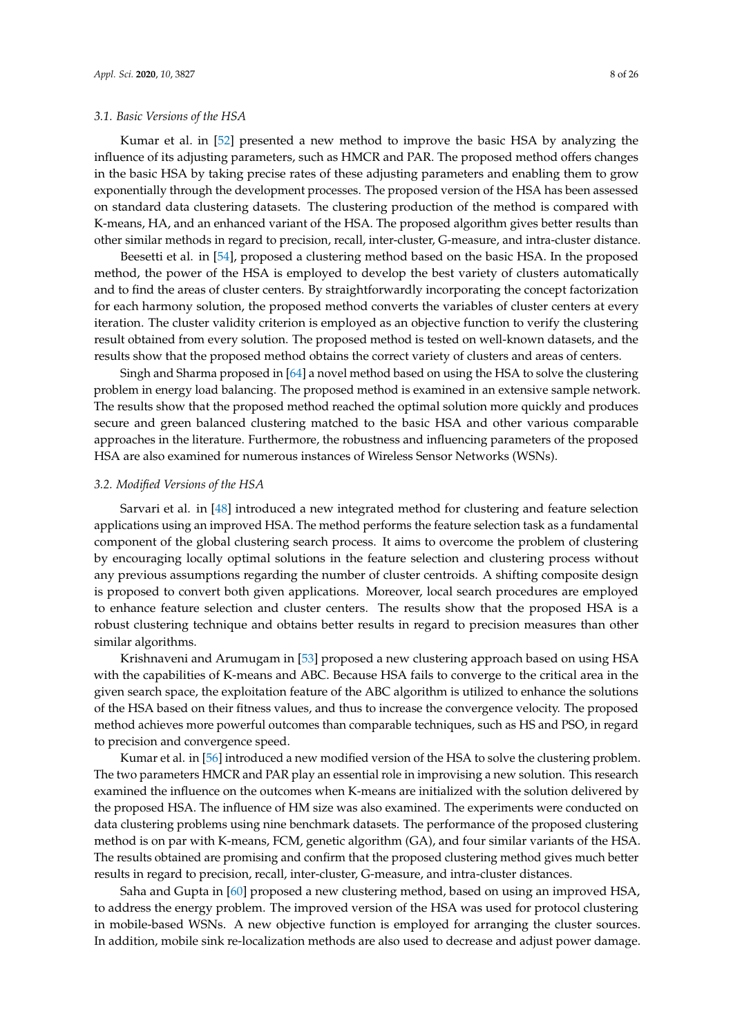### 3.1. Basic Versions of the HSA

Kumar et al. in [52] presented a new method to improve the basic HSA by analyzing the influence of its adjusting parameters, such as HMCR and PAR. The proposed method offers changes in the basic HSA by taking precise rates of these adjusting parameters and enabling them to grow exponentially through the development processes. The proposed version of the HSA has been assessed on standard data clustering datasets. The clustering production of the method is compared with K-means, HA, and an enhanced variant of the HSA. The proposed algorithm gives better results than other similar methods in regard to precision, recall, inter-cluster, G-measure, and intra-cluster distance.

Beesetti et al. in [54], proposed a clustering method based on the basic HSA. In the proposed method, the power of the HSA is employed to develop the best variety of clusters automatically and to find the areas of cluster centers. By straightforwardly incorporating the concept factorization for each harmony solution, the proposed method converts the variables of cluster centers at every iteration. The cluster validity criterion is employed as an objective function to verify the clustering result obtained from every solution. The proposed method is tested on well-known datasets, and the results show that the proposed method obtains the correct variety of clusters and areas of centers.

Singh and Sharma proposed in [64] a novel method based on using the HSA to solve the clustering problem in energy load balancing. The proposed method is examined in an extensive sample network. The results show that the proposed method reached the optimal solution more quickly and produces secure and green balanced clustering matched to the basic HSA and other various comparable approaches in the literature. Furthermore, the robustness and influencing parameters of the proposed HSA are also examined for numerous instances of Wireless Sensor Networks (WSNs).

### 3.2. Modified Versions of the HSA

Sarvari et al. in [48] introduced a new integrated method for clustering and feature selection applications using an improved HSA. The method performs the feature selection task as a fundamental component of the global clustering search process. It aims to overcome the problem of clustering by encouraging locally optimal solutions in the feature selection and clustering process without any previous assumptions regarding the number of cluster centroids. A shifting composite design is proposed to convert both given applications. Moreover, local search procedures are employed to enhance feature selection and cluster centers. The results show that the proposed HSA is a robust clustering technique and obtains better results in regard to precision measures than other similar algorithms.

Krishnaveni and Arumugam in [53] proposed a new clustering approach based on using HSA with the capabilities of K-means and ABC. Because HSA fails to converge to the critical area in the given search space, the exploitation feature of the ABC algorithm is utilized to enhance the solutions of the HSA based on their fitness values, and thus to increase the convergence velocity. The proposed method achieves more powerful outcomes than comparable techniques, such as HS and PSO, in regard to precision and convergence speed.

Kumar et al. in [56] introduced a new modified version of the HSA to solve the clustering problem. The two parameters HMCR and PAR play an essential role in improvising a new solution. This research examined the influence on the outcomes when K-means are initialized with the solution delivered by the proposed HSA. The influence of HM size was also examined. The experiments were conducted on data clustering problems using nine benchmark datasets. The performance of the proposed clustering method is on par with K-means, FCM, genetic algorithm (GA), and four similar variants of the HSA. The results obtained are promising and confirm that the proposed clustering method gives much better results in regard to precision, recall, inter-cluster, G-measure, and intra-cluster distances.

Saha and Gupta in [60] proposed a new clustering method, based on using an improved HSA, to address the energy problem. The improved version of the HSA was used for protocol clustering in mobile-based WSNs. A new objective function is employed for arranging the cluster sources. In addition, mobile sink re-localization methods are also used to decrease and adjust power damage.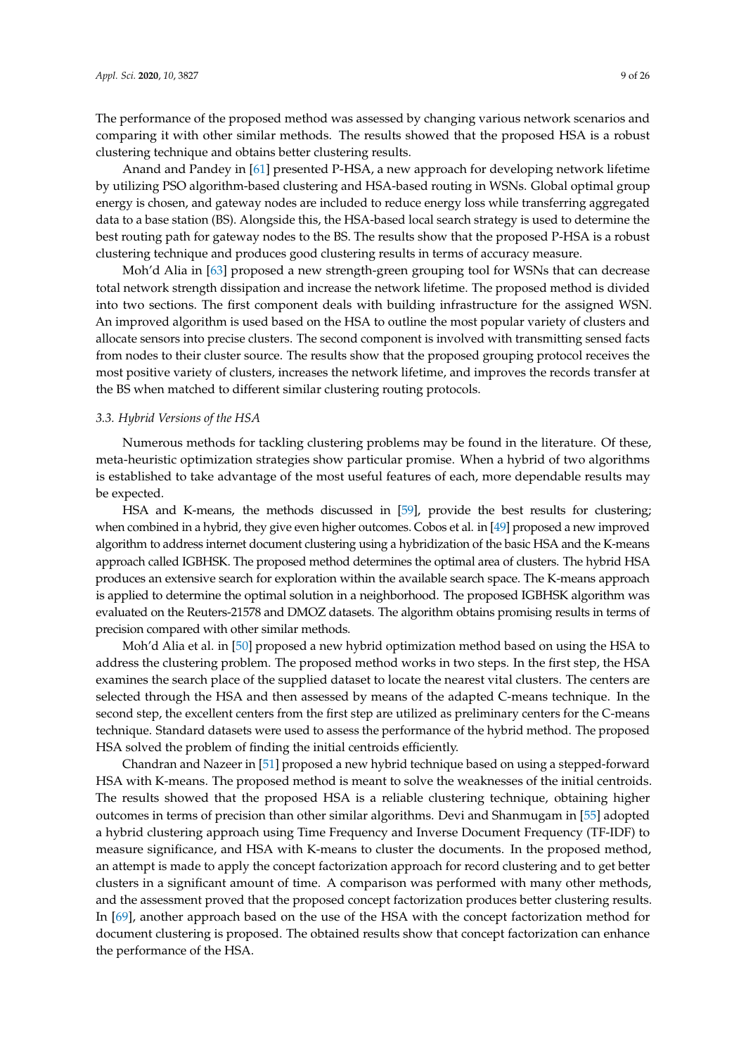The performance of the proposed method was assessed by changing various network scenarios and comparing it with other similar methods. The results showed that the proposed HSA is a robust clustering technique and obtains better clustering results.

Anand and Pandey in [61] presented P-HSA, a new approach for developing network lifetime by utilizing PSO algorithm-based clustering and HSA-based routing in WSNs. Global optimal group energy is chosen, and gateway nodes are included to reduce energy loss while transferring aggregated data to a base station (BS). Alongside this, the HSA-based local search strategy is used to determine the best routing path for gateway nodes to the BS. The results show that the proposed P-HSA is a robust clustering technique and produces good clustering results in terms of accuracy measure.

Moh'd Alia in [63] proposed a new strength-green grouping tool for WSNs that can decrease total network strength dissipation and increase the network lifetime. The proposed method is divided into two sections. The first component deals with building infrastructure for the assigned WSN. An improved algorithm is used based on the HSA to outline the most popular variety of clusters and allocate sensors into precise clusters. The second component is involved with transmitting sensed facts from nodes to their cluster source. The results show that the proposed grouping protocol receives the most positive variety of clusters, increases the network lifetime, and improves the records transfer at the BS when matched to different similar clustering routing protocols.

### *3.3. Hybrid Versions of the HSA*

Numerous methods for tackling clustering problems may be found in the literature. Of these, meta-heuristic optimization strategies show particular promise. When a hybrid of two algorithms is established to take advantage of the most useful features of each, more dependable results may be expected.

HSA and K-means, the methods discussed in [59], provide the best results for clustering; when combined in a hybrid, they give even higher outcomes. Cobos et al. in [49] proposed a new improved algorithm to address internet document clustering using a hybridization of the basic HSA and the K-means approach called IGBHSK. The proposed method determines the optimal area of clusters. The hybrid HSA produces an extensive search for exploration within the available search space. The K-means approach is applied to determine the optimal solution in a neighborhood. The proposed IGBHSK algorithm was evaluated on the Reuters-21578 and DMOZ datasets. The algorithm obtains promising results in terms of precision compared with other similar methods.

Moh'd Alia et al. in [50] proposed a new hybrid optimization method based on using the HSA to address the clustering problem. The proposed method works in two steps. In the first step, the HSA examines the search place of the supplied dataset to locate the nearest vital clusters. The centers are selected through the HSA and then assessed by means of the adapted C-means technique. In the second step, the excellent centers from the first step are utilized as preliminary centers for the C-means technique. Standard datasets were used to assess the performance of the hybrid method. The proposed HSA solved the problem of finding the initial centroids efficiently.

Chandran and Nazeer in [51] proposed a new hybrid technique based on using a stepped-forward HSA with K-means. The proposed method is meant to solve the weaknesses of the initial centroids. The results showed that the proposed HSA is a reliable clustering technique, obtaining higher outcomes in terms of precision than other similar algorithms. Devi and Shanmugam in [55] adopted a hybrid clustering approach using Time Frequency and Inverse Document Frequency (TF-IDF) to measure significance, and HSA with K-means to cluster the documents. In the proposed method, an attempt is made to apply the concept factorization approach for record clustering and to get better clusters in a significant amount of time. A comparison was performed with many other methods, and the assessment proved that the proposed concept factorization produces better clustering results. In [69], another approach based on the use of the HSA with the concept factorization method for document clustering is proposed. The obtained results show that concept factorization can enhance the performance of the HSA.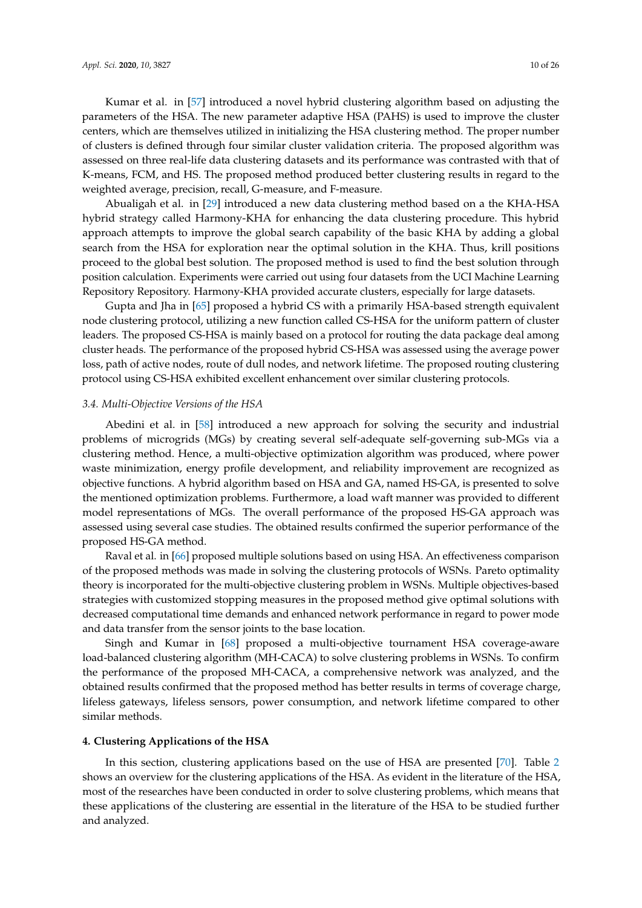Kumar et al. in [57] introduced a novel hybrid clustering algorithm based on adjusting the parameters of the HSA. The new parameter adaptive HSA (PAHS) is used to improve the cluster centers, which are themselves utilized in initializing the HSA clustering method. The proper number of clusters is defined through four similar cluster validation criteria. The proposed algorithm was assessed on three real-life data clustering datasets and its performance was contrasted with that of K-means, FCM, and HS. The proposed method produced better clustering results in regard to the weighted average, precision, recall, G-measure, and F-measure.

Abualigah et al. in [29] introduced a new data clustering method based on a the KHA-HSA hybrid strategy called Harmony-KHA for enhancing the data clustering procedure. This hybrid approach attempts to improve the global search capability of the basic KHA by adding a global search from the HSA for exploration near the optimal solution in the KHA. Thus, krill positions proceed to the global best solution. The proposed method is used to find the best solution through position calculation. Experiments were carried out using four datasets from the UCI Machine Learning Repository Repository. Harmony-KHA provided accurate clusters, especially for large datasets.

Gupta and Jha in [65] proposed a hybrid CS with a primarily HSA-based strength equivalent node clustering protocol, utilizing a new function called CS-HSA for the uniform pattern of cluster leaders. The proposed CS-HSA is mainly based on a protocol for routing the data package deal among cluster heads. The performance of the proposed hybrid CS-HSA was assessed using the average power loss, path of active nodes, route of dull nodes, and network lifetime. The proposed routing clustering protocol using CS-HSA exhibited excellent enhancement over similar clustering protocols.

### *3.4. Multi-Objective Versions of the HSA*

Abedini et al. in [58] introduced a new approach for solving the security and industrial problems of microgrids (MGs) by creating several self-adequate self-governing sub-MGs via a clustering method. Hence, a multi-objective optimization algorithm was produced, where power waste minimization, energy profile development, and reliability improvement are recognized as objective functions. A hybrid algorithm based on HSA and GA, named HS-GA, is presented to solve the mentioned optimization problems. Furthermore, a load waft manner was provided to different model representations of MGs. The overall performance of the proposed HS-GA approach was assessed using several case studies. The obtained results confirmed the superior performance of the proposed HS-GA method.

Raval et al. in [66] proposed multiple solutions based on using HSA. An effectiveness comparison of the proposed methods was made in solving the clustering protocols of WSNs. Pareto optimality theory is incorporated for the multi-objective clustering problem in WSNs. Multiple objectives-based strategies with customized stopping measures in the proposed method give optimal solutions with decreased computational time demands and enhanced network performance in regard to power mode and data transfer from the sensor joints to the base location.

Singh and Kumar in [68] proposed a multi-objective tournament HSA coverage-aware load-balanced clustering algorithm (MH-CACA) to solve clustering problems in WSNs. To confirm the performance of the proposed MH-CACA, a comprehensive network was analyzed, and the obtained results confirmed that the proposed method has better results in terms of coverage charge, lifeless gateways, lifeless sensors, power consumption, and network lifetime compared to other similar methods.

## **4. Clustering Applications of the HSA**

In this section, clustering applications based on the use of HSA are presented [70]. Table 2 shows an overview for the clustering applications of the HSA. As evident in the literature of the HSA, most of the researches have been conducted in order to solve clustering problems, which means that these applications of the clustering are essential in the literature of the HSA to be studied further and analyzed.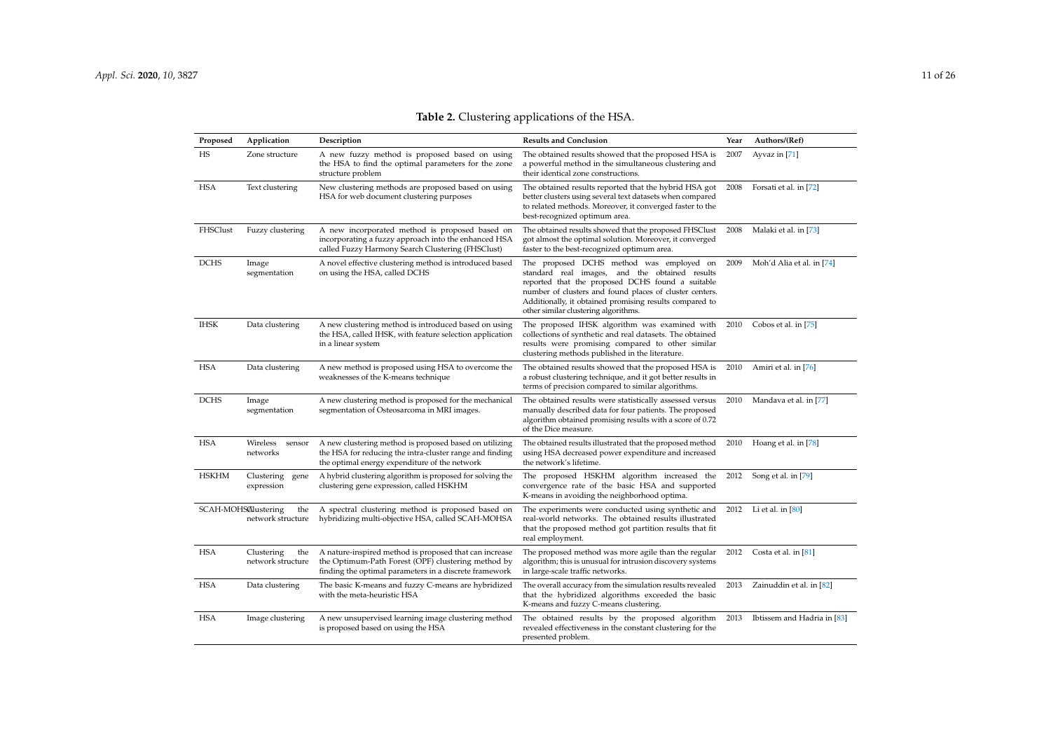**Table 2.** Clustering applications of the HSA.

| Proposed | Application | Description | Results and Conclusion | Year | Authors/(Ref) |
|---|---|---|---|---|---|
| HS | Zone structure | A new fuzzy method is proposed based on using the HSA to find the optimal parameters for the zone structure problem | The obtained results showed that the proposed HSA is a powerful method in the simultaneous clustering and their identical zone constructions. | 2007 | Ayvaz in [71] |
| HSA | Text clustering | New clustering methods are proposed based on using HSA for web document clustering purposes | The obtained results reported that the hybrid HSA got better clusters using several text datasets when compared to related methods. Moreover, it converged faster to the best-recognized optimum area. | 2008 | Forsati et al. in [72] |
| FHSClust | Fuzzy clustering | A new incorporated method is proposed based on incorporating a fuzzy approach into the enhanced HSA called Fuzzy Harmony Search Clustering (FHSClust) | The obtained results showed that the proposed FHSClust got almost the optimal solution. Moreover, it converged faster to the best-recognized optimum area. | 2008 | Malaki et al. in [73] |
| DCHS | Image segmentation | A novel effective clustering method is introduced based on using the HSA, called DCHS | The proposed DCHS method was employed on standard real images, and the obtained results reported that the proposed DCHS found a suitable number of clusters and found places of cluster centers. Additionally, it obtained promising results compared to other similar clustering algorithms. | 2009 | Moh'd Alia et al. in [74] |
| IHSK | Data clustering | A new clustering method is introduced based on using the HSA, called IHSK, with feature selection application in a linear system | The proposed IHSK algorithm was examined with collections of synthetic and real datasets. The obtained results were promising compared to other similar clustering methods published in the literature. | 2010 | Cobos et al. in [75] |
| HSA | Data clustering | A new method is proposed using HSA to overcome the weaknesses of the K-means technique | The obtained results showed that the proposed HSA is a robust clustering technique, and it got better results in terms of precision compared to similar algorithms. | 2010 | Amiri et al. in [76] |
| DCHS | Image segmentation | A new clustering method is proposed for the mechanical segmentation of Osteosarcoma in MRI images. | The obtained results were statistically assessed versus manually described data for four patients. The proposed algorithm obtained promising results with a score of 0.72 of the Dice measure. | 2010 | Mandava et al. in [77] |
| HSA | Wireless sensor networks | A new clustering method is proposed based on utilizing the HSA for reducing the intra-cluster range and finding the optimal energy expenditure of the network | The obtained results illustrated that the proposed method using HSA decreased power expenditure and increased the network's lifetime. | 2010 | Hoang et al. in [78] |
| HSKHM | Clustering gene expression | A hybrid clustering algorithm is proposed for solving the clustering gene expression, called HSKHM | The proposed HSKHM algorithm increased the convergence rate of the basic HSA and supported K-means in avoiding the neighborhood optima. | 2012 | Song et al. in [79] |
| SCAH-MOHSA | Clustering the network structure | A spectral clustering method is proposed based on hybridizing multi-objective HSA, called SCAH-MOHSA | The experiments were conducted using synthetic and real-world networks. The obtained results illustrated that the proposed method got partition results that fit real employment. | 2012 | Li et al. in [80] |
| HSA | Clustering the network structure | A nature-inspired method is proposed that can increase the Optimum-Path Forest (OPF) clustering method by finding the optimal parameters in a discrete framework | The proposed method was more agile than the regular algorithm; this is unusual for intrusion discovery systems in large-scale traffic networks. | 2012 | Costa et al. in [81] |
| HSA | Data clustering | The basic K-means and fuzzy C-means are hybridized with the meta-heuristic HSA | The overall accuracy from the simulation results revealed that the hybridized algorithms exceeded the basic K-means and fuzzy C-means clustering. | 2013 | Zainuddin et al. in [82] |
| HSA | Image clustering | A new unsupervised learning image clustering method is proposed based on using the HSA | The obtained results by the proposed algorithm revealed effectiveness in the constant clustering for the presented problem. | 2013 | Ibtissem and Hadria in [83] |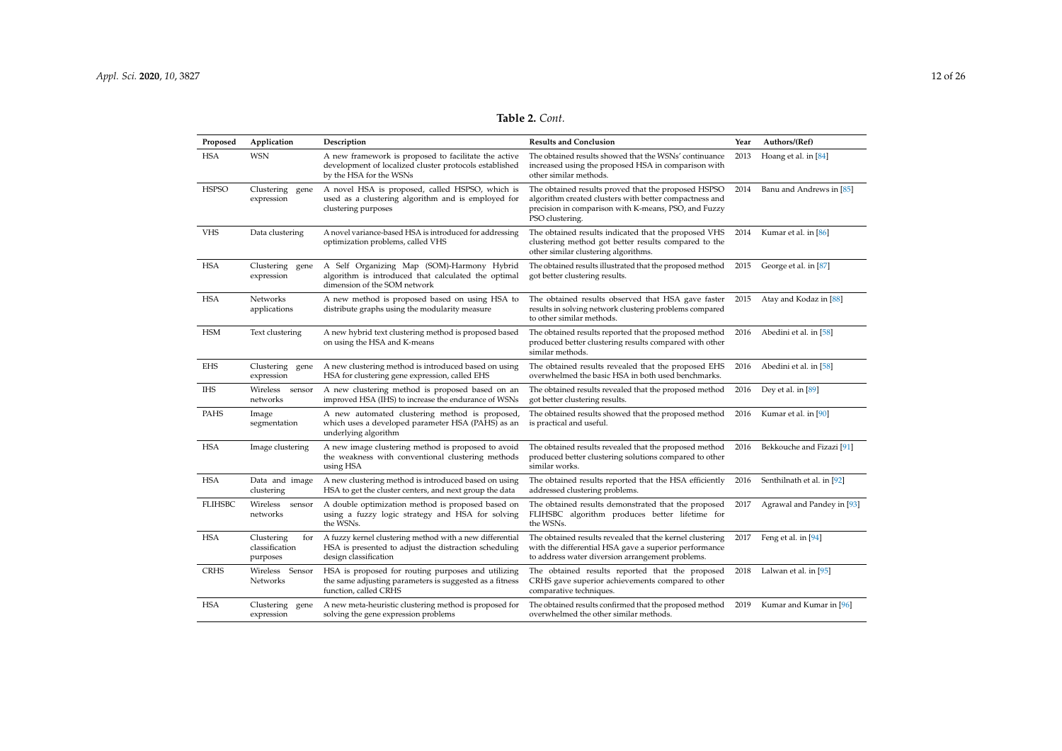**Table 2.** *Cont.*

| Proposed | Application | Description | Results and Conclusion | Year | Authors/(Ref) |
|---|---|---|---|---|---|
| HSA | WSN | A new framework is proposed to facilitate the active development of localized cluster protocols established by the HSA for the WSNs | The obtained results showed that the WSNs' continuance increased using the proposed HSA in comparison with other similar methods. | 2013 | Hoang et al. in [84] |
| HSPSO | Clustering gene expression | A novel HSA is proposed, called HSPSO, which is used as a clustering algorithm and is employed for clustering purposes | The obtained results proved that the proposed HSPSO algorithm created clusters with better compactness and precision in comparison with K-means, PSO, and Fuzzy PSO clustering. | 2014 | Banu and Andrews in [85] |
| VHS | Data clustering | A novel variance-based HSA is introduced for addressing optimization problems, called VHS | The obtained results indicated that the proposed VHS clustering method got better results compared to the other similar clustering algorithms. | 2014 | Kumar et al. in [86] |
| HSA | Clustering gene expression | A Self Organizing Map (SOM)-Harmony Hybrid algorithm is introduced that calculated the optimal dimension of the SOM network | The obtained results illustrated that the proposed method got better clustering results. | 2015 | George et al. in [87] |
| HSA | Networks applications | A new method is proposed based on using HSA to distribute graphs using the modularity measure | The obtained results observed that HSA gave faster results in solving network clustering problems compared to other similar methods. | 2015 | Atay and Kodaz in [88] |
| HSM | Text clustering | A new hybrid text clustering method is proposed based on using the HSA and K-means | The obtained results reported that the proposed method produced better clustering results compared with other similar methods. | 2016 | Abedini et al. in [58] |
| EHS | Clustering gene expression | A new clustering method is introduced based on using HSA for clustering gene expression, called EHS | The obtained results revealed that the proposed EHS overwhelmed the basic HSA in both used benchmarks. | 2016 | Abedini et al. in [58] |
| IHS | Wireless sensor networks | A new clustering method is proposed based on an improved HSA (IHS) to increase the endurance of WSNs | The obtained results revealed that the proposed method got better clustering results. | 2016 | Dey et al. in [89] |
| PAHS | Image segmentation | A new automated clustering method is proposed, which uses a developed parameter HSA (PAHS) as an underlying algorithm | The obtained results showed that the proposed method is practical and useful. | 2016 | Kumar et al. in [90] |
| HSA | Image clustering | A new image clustering method is proposed to avoid the weakness with conventional clustering methods using HSA | The obtained results revealed that the proposed method produced better clustering solutions compared to other similar works. | 2016 | Bekkouche and Fizazi [91] |
| HSA | Data and image clustering | A new clustering method is introduced based on using HSA to get the cluster centers, and next group the data | The obtained results reported that the HSA efficiently addressed clustering problems. | 2016 | Senthilnath et al. in [92] |
| FLIHSBC | Wireless sensor networks | A double optimization method is proposed based on using a fuzzy logic strategy and HSA for solving the WSNs. | The obtained results demonstrated that the proposed FLIHSBC algorithm produces better lifetime for the WSNs. | 2017 | Agrawal and Pandey in [93] |
| HSA | Clustering for classification purposes | A fuzzy kernel clustering method with a new differential HSA is presented to adjust the distraction scheduling design classification | The obtained results revealed that the kernel clustering with the differential HSA gave a superior performance to address water diversion arrangement problems. | 2017 | Feng et al. in [94] |
| CRHS | Wireless Sensor Networks | HSA is proposed for routing purposes and utilizing the same adjusting parameters is suggested as a fitness function, called CRHS | The obtained results reported that the proposed CRHS gave superior achievements compared to other comparative techniques. | 2018 | Lalwan et al. in [95] |
| HSA | Clustering gene expression | A new meta-heuristic clustering method is proposed for solving the gene expression problems | The obtained results confirmed that the proposed method overwhelmed the other similar methods. | 2019 | Kumar and Kumar in [96] |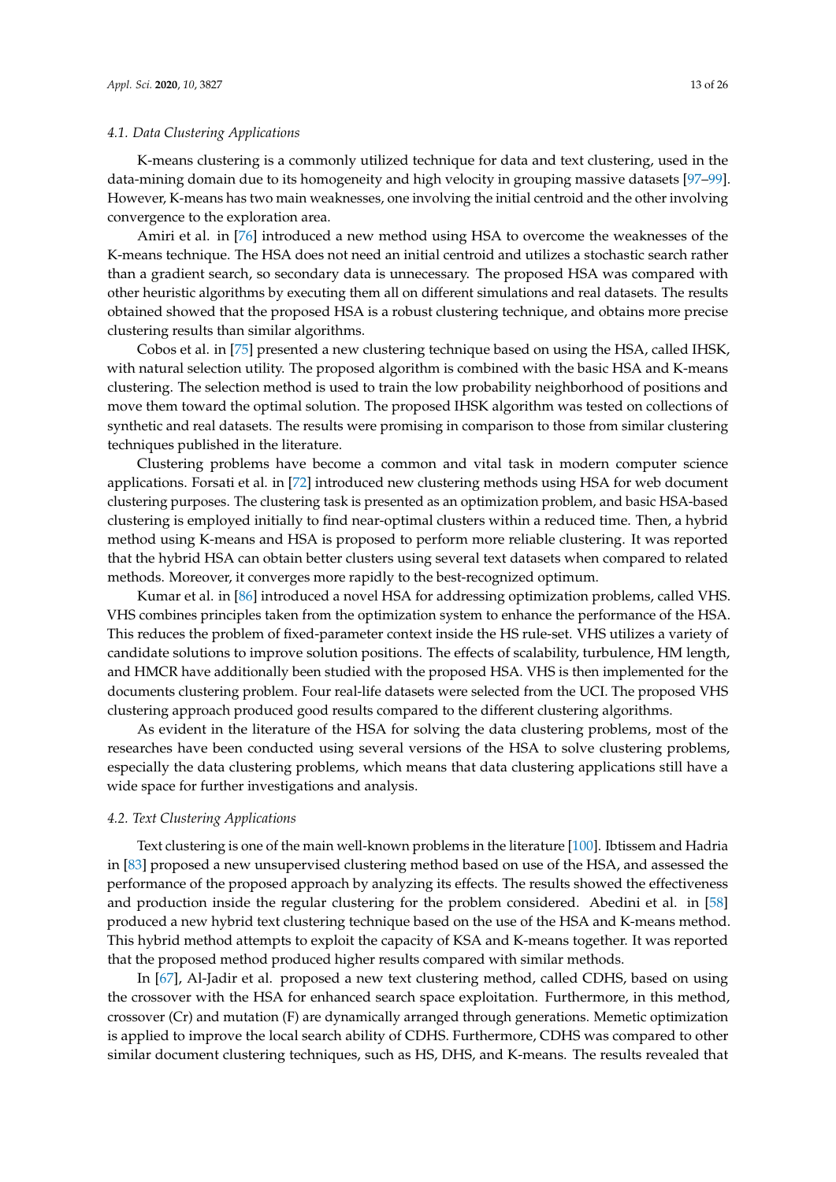### 4.1. Data Clustering Applications

K-means clustering is a commonly utilized technique for data and text clustering, used in the data-mining domain due to its homogeneity and high velocity in grouping massive datasets [97–99]. However, K-means has two main weaknesses, one involving the initial centroid and the other involving convergence to the exploration area.

Amiri et al. in [76] introduced a new method using HSA to overcome the weaknesses of the K-means technique. The HSA does not need an initial centroid and utilizes a stochastic search rather than a gradient search, so secondary data is unnecessary. The proposed HSA was compared with other heuristic algorithms by executing them all on different simulations and real datasets. The results obtained showed that the proposed HSA is a robust clustering technique, and obtains more precise clustering results than similar algorithms.

Cobos et al. in [75] presented a new clustering technique based on using the HSA, called IHSK, with natural selection utility. The proposed algorithm is combined with the basic HSA and K-means clustering. The selection method is used to train the low probability neighborhood of positions and move them toward the optimal solution. The proposed IHSK algorithm was tested on collections of synthetic and real datasets. The results were promising in comparison to those from similar clustering techniques published in the literature.

Clustering problems have become a common and vital task in modern computer science applications. Forsati et al. in [72] introduced new clustering methods using HSA for web document clustering purposes. The clustering task is presented as an optimization problem, and basic HSA-based clustering is employed initially to find near-optimal clusters within a reduced time. Then, a hybrid method using K-means and HSA is proposed to perform more reliable clustering. It was reported that the hybrid HSA can obtain better clusters using several text datasets when compared to related methods. Moreover, it converges more rapidly to the best-recognized optimum.

Kumar et al. in [86] introduced a novel HSA for addressing optimization problems, called VHS. VHS combines principles taken from the optimization system to enhance the performance of the HSA. This reduces the problem of fixed-parameter context inside the HS rule-set. VHS utilizes a variety of candidate solutions to improve solution positions. The effects of scalability, turbulence, HM length, and HMCR have additionally been studied with the proposed HSA. VHS is then implemented for the documents clustering problem. Four real-life datasets were selected from the UCI. The proposed VHS clustering approach produced good results compared to the different clustering algorithms.

As evident in the literature of the HSA for solving the data clustering problems, most of the researches have been conducted using several versions of the HSA to solve clustering problems, especially the data clustering problems, which means that data clustering applications still have a wide space for further investigations and analysis.

### 4.2. Text Clustering Applications

Text clustering is one of the main well-known problems in the literature [100]. Ibtissem and Hadria in [83] proposed a new unsupervised clustering method based on use of the HSA, and assessed the performance of the proposed approach by analyzing its effects. The results showed the effectiveness and production inside the regular clustering for the problem considered. Abedini et al. in [58] produced a new hybrid text clustering technique based on the use of the HSA and K-means method. This hybrid method attempts to exploit the capacity of KSA and K-means together. It was reported that the proposed method produced higher results compared with similar methods.

In [67], Al-Jadir et al. proposed a new text clustering method, called CDHS, based on using the crossover with the HSA for enhanced search space exploitation. Furthermore, in this method, crossover (Cr) and mutation (F) are dynamically arranged through generations. Memetic optimization is applied to improve the local search ability of CDHS. Furthermore, CDHS was compared to other similar document clustering techniques, such as HS, DHS, and K-means. The results revealed that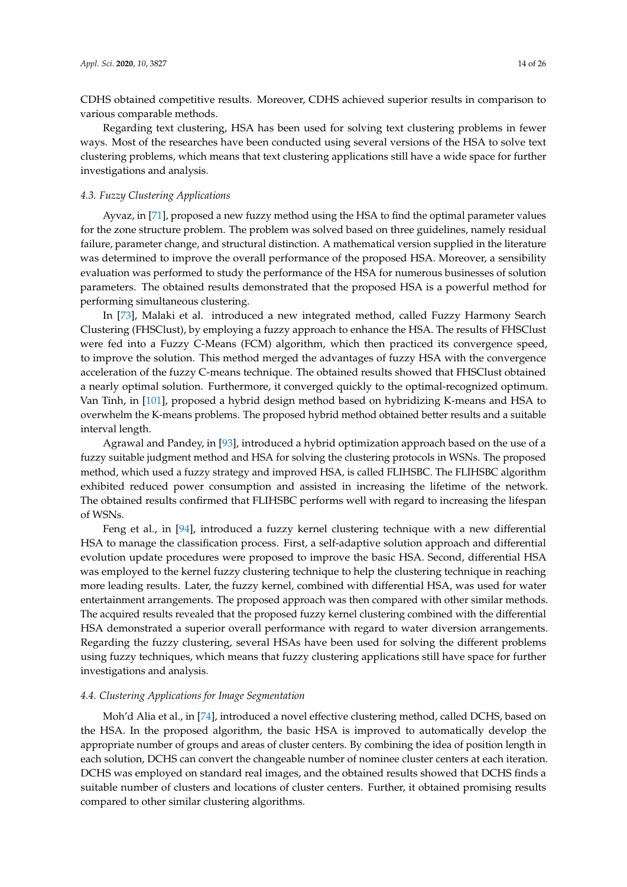CDHS obtained competitive results. Moreover, CDHS achieved superior results in comparison to various comparable methods.

Regarding text clustering, HSA has been used for solving text clustering problems in fewer ways. Most of the researches have been conducted using several versions of the HSA to solve text clustering problems, which means that text clustering applications still have a wide space for further investigations and analysis.

### 4.3. Fuzzy Clustering Applications

Ayvaz, in [71], proposed a new fuzzy method using the HSA to find the optimal parameter values for the zone structure problem. The problem was solved based on three guidelines, namely residual failure, parameter change, and structural distinction. A mathematical version supplied in the literature was determined to improve the overall performance of the proposed HSA. Moreover, a sensibility evaluation was performed to study the performance of the HSA for numerous businesses of solution parameters. The obtained results demonstrated that the proposed HSA is a powerful method for performing simultaneous clustering.

In [73], Malaki et al. introduced a new integrated method, called Fuzzy Harmony Search Clustering (FHSClust), by employing a fuzzy approach to enhance the HSA. The results of FHSClust were fed into a Fuzzy C-Means (FCM) algorithm, which then practiced its convergence speed, to improve the solution. This method merged the advantages of fuzzy HSA with the convergence acceleration of the fuzzy C-means technique. The obtained results showed that FHSClust obtained a nearly optimal solution. Furthermore, it converged quickly to the optimal-recognized optimum. Van Tinh, in [101], proposed a hybrid design method based on hybridizing K-means and HSA to overwhelm the K-means problems. The proposed hybrid method obtained better results and a suitable interval length.

Agrawal and Pandey, in [93], introduced a hybrid optimization approach based on the use of a fuzzy suitable judgment method and HSA for solving the clustering protocols in WSNs. The proposed method, which used a fuzzy strategy and improved HSA, is called FLIHSBC. The FLIHSBC algorithm exhibited reduced power consumption and assisted in increasing the lifetime of the network. The obtained results confirmed that FLIHSBC performs well with regard to increasing the lifespan of WSNs.

Feng et al., in [94], introduced a fuzzy kernel clustering technique with a new differential HSA to manage the classification process. First, a self-adaptive solution approach and differential evolution update procedures were proposed to improve the basic HSA. Second, differential HSA was employed to the kernel fuzzy clustering technique to help the clustering technique in reaching more leading results. Later, the fuzzy kernel, combined with differential HSA, was used for water entertainment arrangements. The proposed approach was then compared with other similar methods. The acquired results revealed that the proposed fuzzy kernel clustering combined with the differential HSA demonstrated a superior overall performance with regard to water diversion arrangements. Regarding the fuzzy clustering, several HSAs have been used for solving the different problems using fuzzy techniques, which means that fuzzy clustering applications still have space for further investigations and analysis.

### 4.4. Clustering Applications for Image Segmentation

Moh'd Alia et al., in [74], introduced a novel effective clustering method, called DCHS, based on the HSA. In the proposed algorithm, the basic HSA is improved to automatically develop the appropriate number of groups and areas of cluster centers. By combining the idea of position length in each solution, DCHS can convert the changeable number of nominee cluster centers at each iteration. DCHS was employed on standard real images, and the obtained results showed that DCHS finds a suitable number of clusters and locations of cluster centers. Further, it obtained promising results compared to other similar clustering algorithms.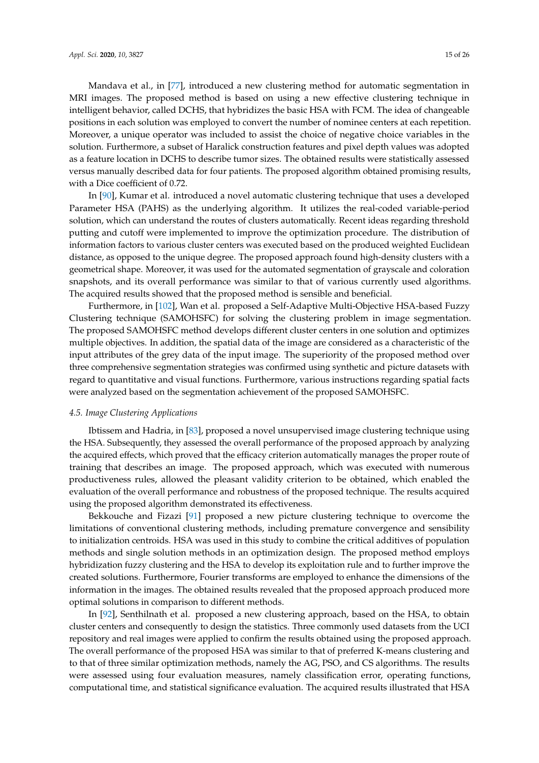Mandava et al., in [77], introduced a new clustering method for automatic segmentation in MRI images. The proposed method is based on using a new effective clustering technique in intelligent behavior, called DCHS, that hybridizes the basic HSA with FCM. The idea of changeable positions in each solution was employed to convert the number of nominee centers at each repetition. Moreover, a unique operator was included to assist the choice of negative choice variables in the solution. Furthermore, a subset of Haralick construction features and pixel depth values was adopted as a feature location in DCHS to describe tumor sizes. The obtained results were statistically assessed versus manually described data for four patients. The proposed algorithm obtained promising results, with a Dice coefficient of 0.72.

In [90], Kumar et al. introduced a novel automatic clustering technique that uses a developed Parameter HSA (PAHS) as the underlying algorithm. It utilizes the real-coded variable-period solution, which can understand the routes of clusters automatically. Recent ideas regarding threshold putting and cutoff were implemented to improve the optimization procedure. The distribution of information factors to various cluster centers was executed based on the produced weighted Euclidean distance, as opposed to the unique degree. The proposed approach found high-density clusters with a geometrical shape. Moreover, it was used for the automated segmentation of grayscale and coloration snapshots, and its overall performance was similar to that of various currently used algorithms. The acquired results showed that the proposed method is sensible and beneficial.

Furthermore, in [102], Wan et al. proposed a Self-Adaptive Multi-Objective HSA-based Fuzzy Clustering technique (SAMOHSFC) for solving the clustering problem in image segmentation. The proposed SAMOHSFC method develops different cluster centers in one solution and optimizes multiple objectives. In addition, the spatial data of the image are considered as a characteristic of the input attributes of the grey data of the input image. The superiority of the proposed method over three comprehensive segmentation strategies was confirmed using synthetic and picture datasets with regard to quantitative and visual functions. Furthermore, various instructions regarding spatial facts were analyzed based on the segmentation achievement of the proposed SAMOHSFC.

### *4.5. Image Clustering Applications*

Ibtissem and Hadria, in [83], proposed a novel unsupervised image clustering technique using the HSA. Subsequently, they assessed the overall performance of the proposed approach by analyzing the acquired effects, which proved that the efficacy criterion automatically manages the proper route of training that describes an image. The proposed approach, which was executed with numerous productiveness rules, allowed the pleasant validity criterion to be obtained, which enabled the evaluation of the overall performance and robustness of the proposed technique. The results acquired using the proposed algorithm demonstrated its effectiveness.

Bekkouche and Fizazi [91] proposed a new picture clustering technique to overcome the limitations of conventional clustering methods, including premature convergence and sensibility to initialization centroids. HSA was used in this study to combine the critical additives of population methods and single solution methods in an optimization design. The proposed method employs hybridization fuzzy clustering and the HSA to develop its exploitation rule and to further improve the created solutions. Furthermore, Fourier transforms are employed to enhance the dimensions of the information in the images. The obtained results revealed that the proposed approach produced more optimal solutions in comparison to different methods.

In [92], Senthilnath et al. proposed a new clustering approach, based on the HSA, to obtain cluster centers and consequently to design the statistics. Three commonly used datasets from the UCI repository and real images were applied to confirm the results obtained using the proposed approach. The overall performance of the proposed HSA was similar to that of preferred K-means clustering and to that of three similar optimization methods, namely the AG, PSO, and CS algorithms. The results were assessed using four evaluation measures, namely classification error, operating functions, computational time, and statistical significance evaluation. The acquired results illustrated that HSA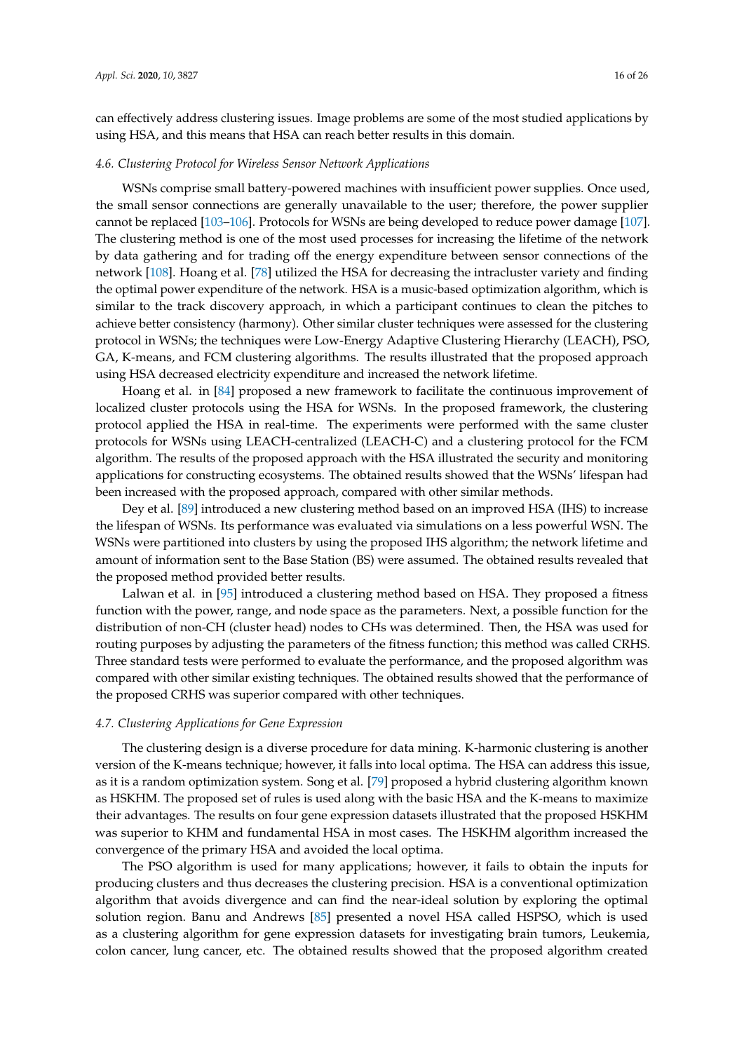can effectively address clustering issues. Image problems are some of the most studied applications by using HSA, and this means that HSA can reach better results in this domain.

### 4.6. Clustering Protocol for Wireless Sensor Network Applications

WSNs comprise small battery-powered machines with insufficient power supplies. Once used, the small sensor connections are generally unavailable to the user; therefore, the power supplier cannot be replaced [103–106]. Protocols for WSNs are being developed to reduce power damage [107]. The clustering method is one of the most used processes for increasing the lifetime of the network by data gathering and for trading off the energy expenditure between sensor connections of the network [108]. Hoang et al. [78] utilized the HSA for decreasing the intracluster variety and finding the optimal power expenditure of the network. HSA is a music-based optimization algorithm, which is similar to the track discovery approach, in which a participant continues to clean the pitches to achieve better consistency (harmony). Other similar cluster techniques were assessed for the clustering protocol in WSNs; the techniques were Low-Energy Adaptive Clustering Hierarchy (LEACH), PSO, GA, K-means, and FCM clustering algorithms. The results illustrated that the proposed approach using HSA decreased electricity expenditure and increased the network lifetime.

Hoang et al. in [84] proposed a new framework to facilitate the continuous improvement of localized cluster protocols using the HSA for WSNs. In the proposed framework, the clustering protocol applied the HSA in real-time. The experiments were performed with the same cluster protocols for WSNs using LEACH-centralized (LEACH-C) and a clustering protocol for the FCM algorithm. The results of the proposed approach with the HSA illustrated the security and monitoring applications for constructing ecosystems. The obtained results showed that the WSNs' lifespan had been increased with the proposed approach, compared with other similar methods.

Dey et al. [89] introduced a new clustering method based on an improved HSA (IHS) to increase the lifespan of WSNs. Its performance was evaluated via simulations on a less powerful WSN. The WSNs were partitioned into clusters by using the proposed IHS algorithm; the network lifetime and amount of information sent to the Base Station (BS) were assumed. The obtained results revealed that the proposed method provided better results.

Lalwan et al. in [95] introduced a clustering method based on HSA. They proposed a fitness function with the power, range, and node space as the parameters. Next, a possible function for the distribution of non-CH (cluster head) nodes to CHs was determined. Then, the HSA was used for routing purposes by adjusting the parameters of the fitness function; this method was called CRHS. Three standard tests were performed to evaluate the performance, and the proposed algorithm was compared with other similar existing techniques. The obtained results showed that the performance of the proposed CRHS was superior compared with other techniques.

### 4.7. Clustering Applications for Gene Expression

The clustering design is a diverse procedure for data mining. K-harmonic clustering is another version of the K-means technique; however, it falls into local optima. The HSA can address this issue, as it is a random optimization system. Song et al. [79] proposed a hybrid clustering algorithm known as HSKHM. The proposed set of rules is used along with the basic HSA and the K-means to maximize their advantages. The results on four gene expression datasets illustrated that the proposed HSKHM was superior to KHM and fundamental HSA in most cases. The HSKHM algorithm increased the convergence of the primary HSA and avoided the local optima.

The PSO algorithm is used for many applications; however, it fails to obtain the inputs for producing clusters and thus decreases the clustering precision. HSA is a conventional optimization algorithm that avoids divergence and can find the near-ideal solution by exploring the optimal solution region. Banu and Andrews [85] presented a novel HSA called HSPSO, which is used as a clustering algorithm for gene expression datasets for investigating brain tumors, Leukemia, colon cancer, lung cancer, etc. The obtained results showed that the proposed algorithm created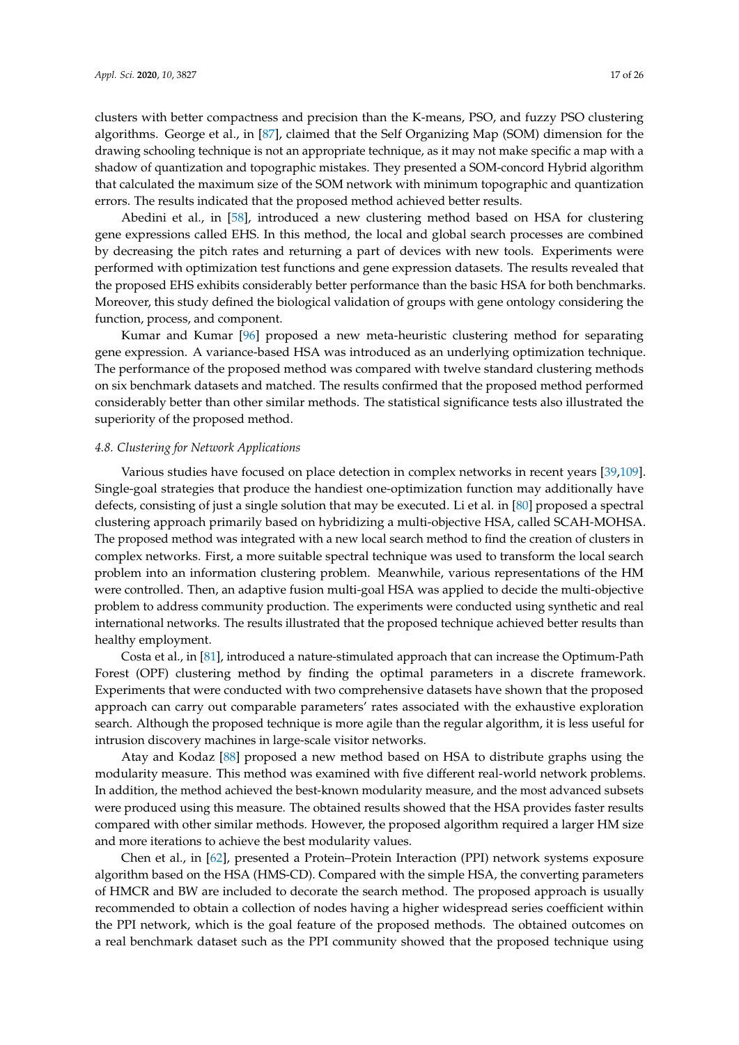clusters with better compactness and precision than the K-means, PSO, and fuzzy PSO clustering algorithms. George et al., in [87], claimed that the Self Organizing Map (SOM) dimension for the drawing schooling technique is not an appropriate technique, as it may not make specific a map with a shadow of quantization and topographic mistakes. They presented a SOM-concord Hybrid algorithm that calculated the maximum size of the SOM network with minimum topographic and quantization errors. The results indicated that the proposed method achieved better results.

Abedini et al., in [58], introduced a new clustering method based on HSA for clustering gene expressions called EHS. In this method, the local and global search processes are combined by decreasing the pitch rates and returning a part of devices with new tools. Experiments were performed with optimization test functions and gene expression datasets. The results revealed that the proposed EHS exhibits considerably better performance than the basic HSA for both benchmarks. Moreover, this study defined the biological validation of groups with gene ontology considering the function, process, and component.

Kumar and Kumar [96] proposed a new meta-heuristic clustering method for separating gene expression. A variance-based HSA was introduced as an underlying optimization technique. The performance of the proposed method was compared with twelve standard clustering methods on six benchmark datasets and matched. The results confirmed that the proposed method performed considerably better than other similar methods. The statistical significance tests also illustrated the superiority of the proposed method.

### *4.8. Clustering for Network Applications*

Various studies have focused on place detection in complex networks in recent years [39,109]. Single-goal strategies that produce the handiest one-optimization function may additionally have defects, consisting of just a single solution that may be executed. Li et al. in [80] proposed a spectral clustering approach primarily based on hybridizing a multi-objective HSA, called SCAH-MOHSA. The proposed method was integrated with a new local search method to find the creation of clusters in complex networks. First, a more suitable spectral technique was used to transform the local search problem into an information clustering problem. Meanwhile, various representations of the HM were controlled. Then, an adaptive fusion multi-goal HSA was applied to decide the multi-objective problem to address community production. The experiments were conducted using synthetic and real international networks. The results illustrated that the proposed technique achieved better results than healthy employment.

Costa et al., in [81], introduced a nature-stimulated approach that can increase the Optimum-Path Forest (OPF) clustering method by finding the optimal parameters in a discrete framework. Experiments that were conducted with two comprehensive datasets have shown that the proposed approach can carry out comparable parameters' rates associated with the exhaustive exploration search. Although the proposed technique is more agile than the regular algorithm, it is less useful for intrusion discovery machines in large-scale visitor networks.

Atay and Kodaz [88] proposed a new method based on HSA to distribute graphs using the modularity measure. This method was examined with five different real-world network problems. In addition, the method achieved the best-known modularity measure, and the most advanced subsets were produced using this measure. The obtained results showed that the HSA provides faster results compared with other similar methods. However, the proposed algorithm required a larger HM size and more iterations to achieve the best modularity values.

Chen et al., in [62], presented a Protein–Protein Interaction (PPI) network systems exposure algorithm based on the HSA (HMS-CD). Compared with the simple HSA, the converting parameters of HMCR and BW are included to decorate the search method. The proposed approach is usually recommended to obtain a collection of nodes having a higher widespread series coefficient within the PPI network, which is the goal feature of the proposed methods. The obtained outcomes on a real benchmark dataset such as the PPI community showed that the proposed technique using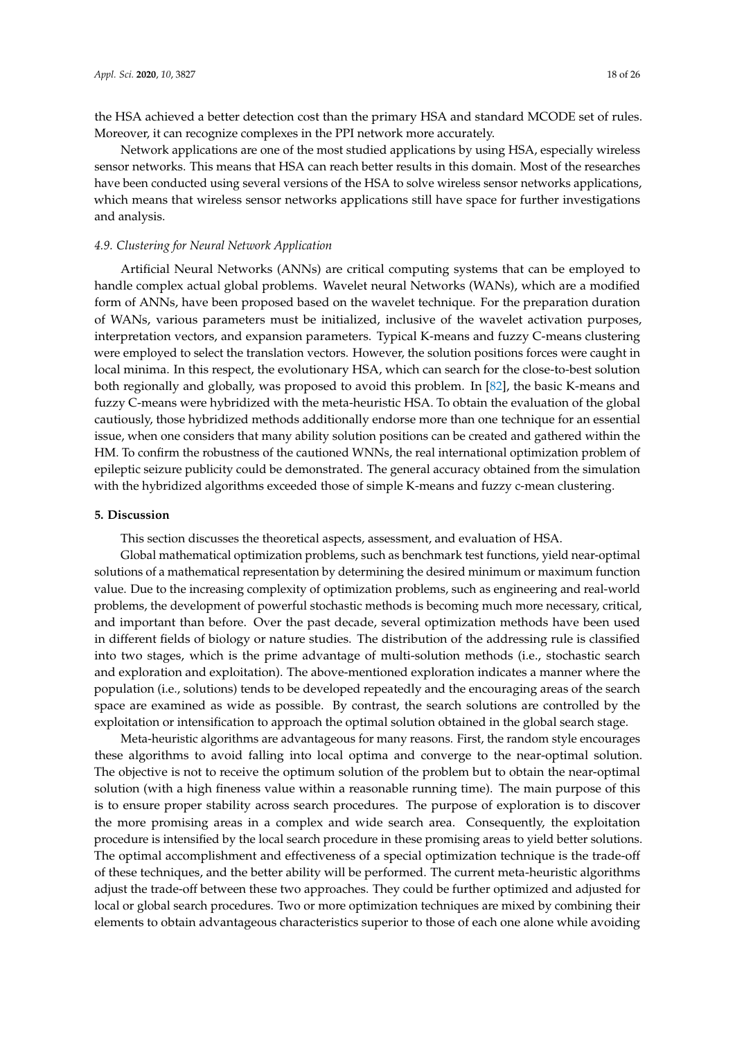the HSA achieved a better detection cost than the primary HSA and standard MCODE set of rules. Moreover, it can recognize complexes in the PPI network more accurately.

Network applications are one of the most studied applications by using HSA, especially wireless sensor networks. This means that HSA can reach better results in this domain. Most of the researches have been conducted using several versions of the HSA to solve wireless sensor networks applications, which means that wireless sensor networks applications still have space for further investigations and analysis.

### *4.9. Clustering for Neural Network Application*

Artificial Neural Networks (ANNs) are critical computing systems that can be employed to handle complex actual global problems. Wavelet neural Networks (WANs), which are a modified form of ANNs, have been proposed based on the wavelet technique. For the preparation duration of WANs, various parameters must be initialized, inclusive of the wavelet activation purposes, interpretation vectors, and expansion parameters. Typical K-means and fuzzy C-means clustering were employed to select the translation vectors. However, the solution positions forces were caught in local minima. In this respect, the evolutionary HSA, which can search for the close-to-best solution both regionally and globally, was proposed to avoid this problem. In [82], the basic K-means and fuzzy C-means were hybridized with the meta-heuristic HSA. To obtain the evaluation of the global cautiously, those hybridized methods additionally endorse more than one technique for an essential issue, when one considers that many ability solution positions can be created and gathered within the HM. To confirm the robustness of the cautioned WNNs, the real international optimization problem of epileptic seizure publicity could be demonstrated. The general accuracy obtained from the simulation with the hybridized algorithms exceeded those of simple K-means and fuzzy c-mean clustering.

## **5. Discussion**

This section discusses the theoretical aspects, assessment, and evaluation of HSA.

Global mathematical optimization problems, such as benchmark test functions, yield near-optimal solutions of a mathematical representation by determining the desired minimum or maximum function value. Due to the increasing complexity of optimization problems, such as engineering and real-world problems, the development of powerful stochastic methods is becoming much more necessary, critical, and important than before. Over the past decade, several optimization methods have been used in different fields of biology or nature studies. The distribution of the addressing rule is classified into two stages, which is the prime advantage of multi-solution methods (i.e., stochastic search and exploration and exploitation). The above-mentioned exploration indicates a manner where the population (i.e., solutions) tends to be developed repeatedly and the encouraging areas of the search space are examined as wide as possible. By contrast, the search solutions are controlled by the exploitation or intensification to approach the optimal solution obtained in the global search stage.

Meta-heuristic algorithms are advantageous for many reasons. First, the random style encourages these algorithms to avoid falling into local optima and converge to the near-optimal solution. The objective is not to receive the optimum solution of the problem but to obtain the near-optimal solution (with a high fineness value within a reasonable running time). The main purpose of this is to ensure proper stability across search procedures. The purpose of exploration is to discover the more promising areas in a complex and wide search area. Consequently, the exploitation procedure is intensified by the local search procedure in these promising areas to yield better solutions. The optimal accomplishment and effectiveness of a special optimization technique is the trade-off of these techniques, and the better ability will be performed. The current meta-heuristic algorithms adjust the trade-off between these two approaches. They could be further optimized and adjusted for local or global search procedures. Two or more optimization techniques are mixed by combining their elements to obtain advantageous characteristics superior to those of each one alone while avoiding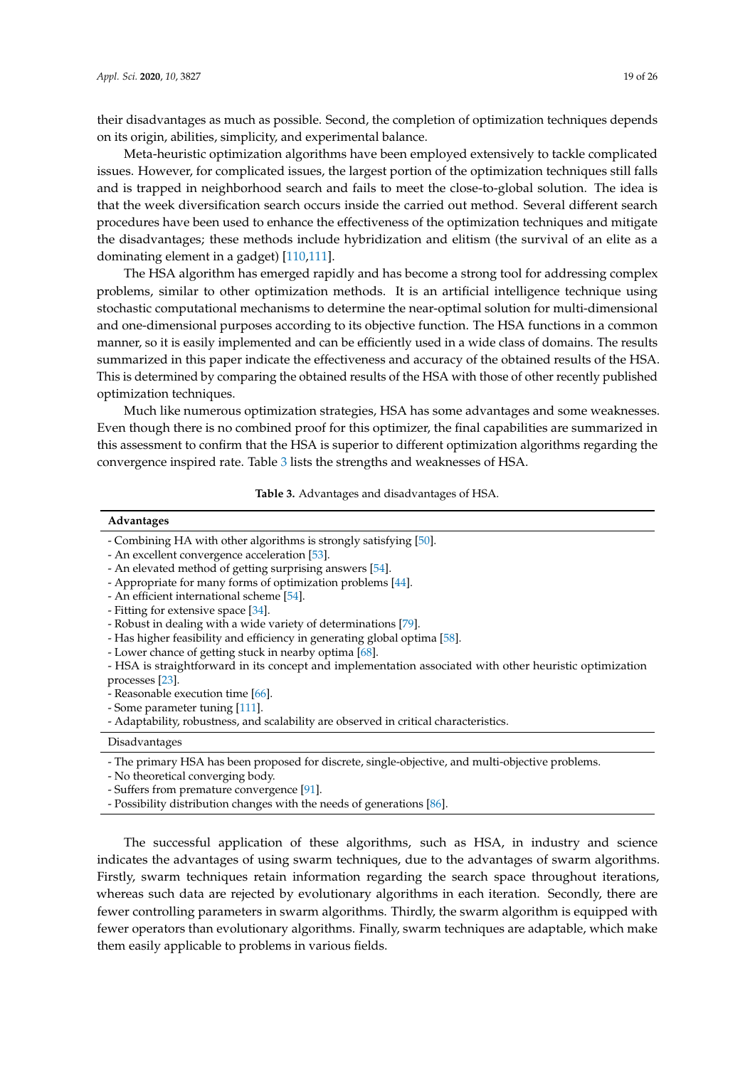their disadvantages as much as possible. Second, the completion of optimization techniques depends on its origin, abilities, simplicity, and experimental balance.

Meta-heuristic optimization algorithms have been employed extensively to tackle complicated issues. However, for complicated issues, the largest portion of the optimization techniques still falls and is trapped in neighborhood search and fails to meet the close-to-global solution. The idea is that the week diversification search occurs inside the carried out method. Several different search procedures have been used to enhance the effectiveness of the optimization techniques and mitigate the disadvantages; these methods include hybridization and elitism (the survival of an elite as a dominating element in a gadget) [110,111].

The HSA algorithm has emerged rapidly and has become a strong tool for addressing complex problems, similar to other optimization methods. It is an artificial intelligence technique using stochastic computational mechanisms to determine the near-optimal solution for multi-dimensional and one-dimensional purposes according to its objective function. The HSA functions in a common manner, so it is easily implemented and can be efficiently used in a wide class of domains. The results summarized in this paper indicate the effectiveness and accuracy of the obtained results of the HSA. This is determined by comparing the obtained results of the HSA with those of other recently published optimization techniques.

Much like numerous optimization strategies, HSA has some advantages and some weaknesses. Even though there is no combined proof for this optimizer, the final capabilities are summarized in this assessment to confirm that the HSA is superior to different optimization algorithms regarding the convergence inspired rate. Table 3 lists the strengths and weaknesses of HSA.

**Table 3.** Advantages and disadvantages of HSA.

| **Advantages** |
| --- |
| - Combining HA with other algorithms is strongly satisfying [50]. |
| - An excellent convergence acceleration [53]. |
| - An elevated method of getting surprising answers [54]. |
| - Appropriate for many forms of optimization problems [44]. |
| - An efficient international scheme [54]. |
| - Fitting for extensive space [34]. |
| - Robust in dealing with a wide variety of determinations [79]. |
| - Has higher feasibility and efficiency in generating global optima [58]. |
| - Lower chance of getting stuck in nearby optima [68]. |
| - HSA is straightforward in its concept and implementation associated with other heuristic optimization processes [23]. |
| - Reasonable execution time [66]. |
| - Some parameter tuning [111]. |
| - Adaptability, robustness, and scalability are observed in critical characteristics. |
| Disadvantages |
| - The primary HSA has been proposed for discrete, single-objective, and multi-objective problems. |
| - No theoretical converging body. |
| - Suffers from premature convergence [91]. |
| - Possibility distribution changes with the needs of generations [86]. |

The successful application of these algorithms, such as HSA, in industry and science indicates the advantages of using swarm techniques, due to the advantages of swarm algorithms. Firstly, swarm techniques retain information regarding the search space throughout iterations, whereas such data are rejected by evolutionary algorithms in each iteration. Secondly, there are fewer controlling parameters in swarm algorithms. Thirdly, the swarm algorithm is equipped with fewer operators than evolutionary algorithms. Finally, swarm techniques are adaptable, which make them easily applicable to problems in various fields.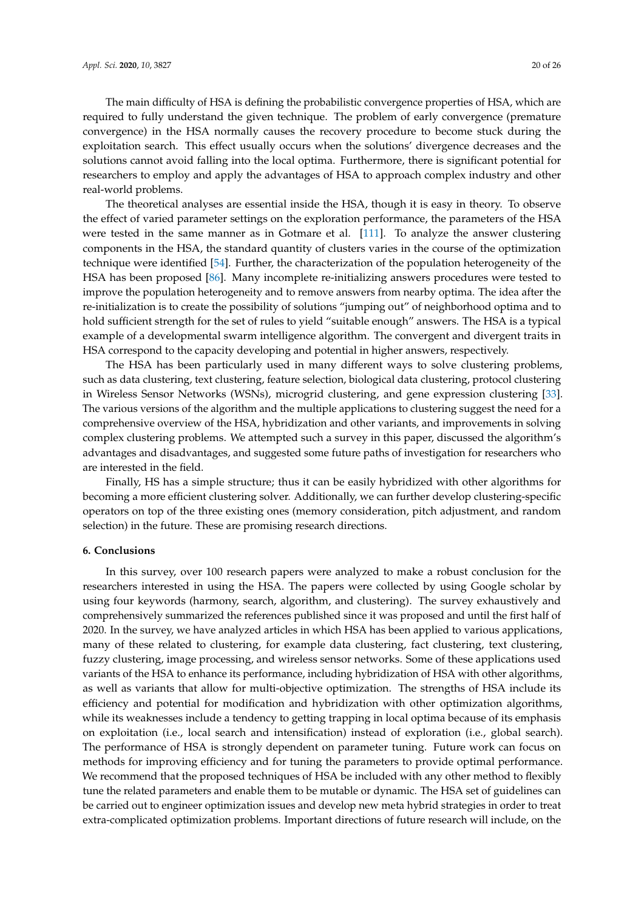The main difficulty of HSA is defining the probabilistic convergence properties of HSA, which are required to fully understand the given technique. The problem of early convergence (premature convergence) in the HSA normally causes the recovery procedure to become stuck during the exploitation search. This effect usually occurs when the solutions' divergence decreases and the solutions cannot avoid falling into the local optima. Furthermore, there is significant potential for researchers to employ and apply the advantages of HSA to approach complex industry and other real-world problems.

The theoretical analyses are essential inside the HSA, though it is easy in theory. To observe the effect of varied parameter settings on the exploration performance, the parameters of the HSA were tested in the same manner as in Gotmare et al. [111]. To analyze the answer clustering components in the HSA, the standard quantity of clusters varies in the course of the optimization technique were identified [54]. Further, the characterization of the population heterogeneity of the HSA has been proposed [86]. Many incomplete re-initializing answers procedures were tested to improve the population heterogeneity and to remove answers from nearby optima. The idea after the re-initialization is to create the possibility of solutions "jumping out" of neighborhood optima and to hold sufficient strength for the set of rules to yield "suitable enough" answers. The HSA is a typical example of a developmental swarm intelligence algorithm. The convergent and divergent traits in HSA correspond to the capacity developing and potential in higher answers, respectively.

The HSA has been particularly used in many different ways to solve clustering problems, such as data clustering, text clustering, feature selection, biological data clustering, protocol clustering in Wireless Sensor Networks (WSNs), microgrid clustering, and gene expression clustering [33]. The various versions of the algorithm and the multiple applications to clustering suggest the need for a comprehensive overview of the HSA, hybridization and other variants, and improvements in solving complex clustering problems. We attempted such a survey in this paper, discussed the algorithm's advantages and disadvantages, and suggested some future paths of investigation for researchers who are interested in the field.

Finally, HS has a simple structure; thus it can be easily hybridized with other algorithms for becoming a more efficient clustering solver. Additionally, we can further develop clustering-specific operators on top of the three existing ones (memory consideration, pitch adjustment, and random selection) in the future. These are promising research directions.

## 6. Conclusions

In this survey, over 100 research papers were analyzed to make a robust conclusion for the researchers interested in using the HSA. The papers were collected by using Google scholar by using four keywords (harmony, search, algorithm, and clustering). The survey exhaustively and comprehensively summarized the references published since it was proposed and until the first half of 2020. In the survey, we have analyzed articles in which HSA has been applied to various applications, many of these related to clustering, for example data clustering, fact clustering, text clustering, fuzzy clustering, image processing, and wireless sensor networks. Some of these applications used variants of the HSA to enhance its performance, including hybridization of HSA with other algorithms, as well as variants that allow for multi-objective optimization. The strengths of HSA include its efficiency and potential for modification and hybridization with other optimization algorithms, while its weaknesses include a tendency to getting trapping in local optima because of its emphasis on exploitation (i.e., local search and intensification) instead of exploration (i.e., global search). The performance of HSA is strongly dependent on parameter tuning. Future work can focus on methods for improving efficiency and for tuning the parameters to provide optimal performance. We recommend that the proposed techniques of HSA be included with any other method to flexibly tune the related parameters and enable them to be mutable or dynamic. The HSA set of guidelines can be carried out to engineer optimization issues and develop new meta hybrid strategies in order to treat extra-complicated optimization problems. Important directions of future research will include, on the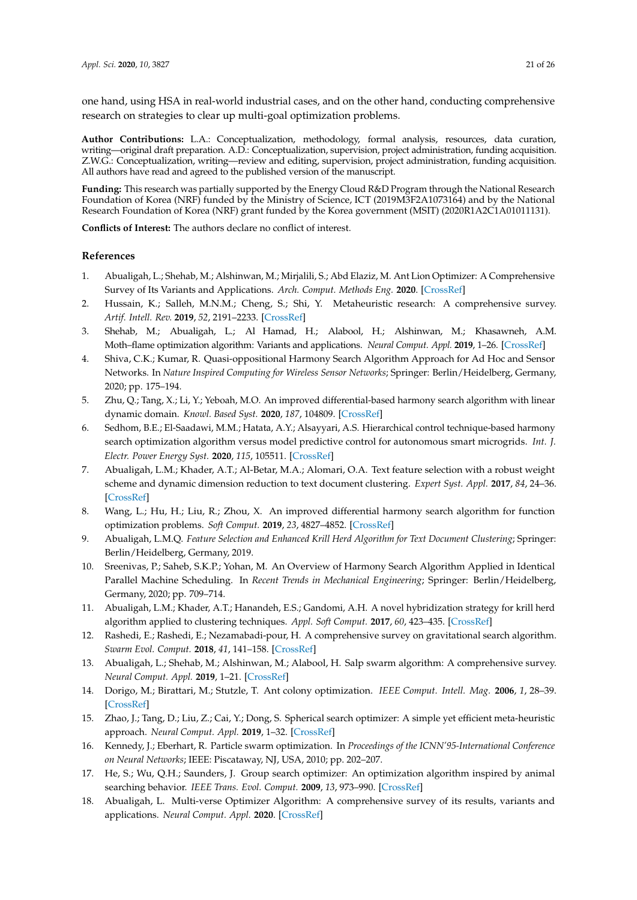one hand, using HSA in real-world industrial cases, and on the other hand, conducting comprehensive research on strategies to clear up multi-goal optimization problems.

**Author Contributions:** L.A.: Conceptualization, methodology, formal analysis, resources, data curation, writing—original draft preparation. A.D.: Conceptualization, supervision, project administration, funding acquisition. Z.W.G.: Conceptualization, writing—review and editing, supervision, project administration, funding acquisition. All authors have read and agreed to the published version of the manuscript.

**Funding:** This research was partially supported by the Energy Cloud R&D Program through the National Research Foundation of Korea (NRF) funded by the Ministry of Science, ICT (2019M3F2A1073164) and by the National Research Foundation of Korea (NRF) grant funded by the Korea government (MSIT) (2020R1A2C1A01011131).

**Conflicts of Interest:** The authors declare no conflict of interest.

## References

1. Abualigah, L.; Shehab, M.; Alshinwan, M.; Mirjalili, S.; Abd Elaziz, M. Ant Lion Optimizer: A Comprehensive Survey of Its Variants and Applications. *Arch. Comput. Methods Eng.* **2020**. [CrossRef]
2. Hussain, K.; Salleh, M.N.M.; Cheng, S.; Shi, Y. Metaheuristic research: A comprehensive survey. *Artif. Intell. Rev.* **2019**, *52*, 2191–2233. [CrossRef]
3. Shehab, M.; Abualigah, L.; Al Hamad, H.; Alabool, H.; Alshinwan, M.; Khasawneh, A.M. Moth–flame optimization algorithm: Variants and applications. *Neural Comput. Appl.* **2019**, 1–26. [CrossRef]
4. Shiva, C.K.; Kumar, R. Quasi-oppositional Harmony Search Algorithm Approach for Ad Hoc and Sensor Networks. In *Nature Inspired Computing for Wireless Sensor Networks*; Springer: Berlin/Heidelberg, Germany, 2020; pp. 175–194.
5. Zhu, Q.; Tang, X.; Li, Y.; Yeboah, M.O. An improved differential-based harmony search algorithm with linear dynamic domain. *Knowl. Based Syst.* **2020**, *187*, 104809. [CrossRef]
6. Sedhom, B.E.; El-Saadawi, M.M.; Hatata, A.Y.; Alsayyari, A.S. Hierarchical control technique-based harmony search optimization algorithm versus model predictive control for autonomous smart microgrids. *Int. J. Electr. Power Energy Syst.* **2020**, *115*, 105511. [CrossRef]
7. Abualigah, L.M.; Khader, A.T.; Al-Betar, M.A.; Alomari, O.A. Text feature selection with a robust weight scheme and dynamic dimension reduction to text document clustering. *Expert Syst. Appl.* **2017**, *84*, 24–36. [CrossRef]
8. Wang, L.; Hu, H.; Liu, R.; Zhou, X. An improved differential harmony search algorithm for function optimization problems. *Soft Comput.* **2019**, *23*, 4827–4852. [CrossRef]
9. Abualigah, L.M.Q. *Feature Selection and Enhanced Krill Herd Algorithm for Text Document Clustering*; Springer: Berlin/Heidelberg, Germany, 2019.
10. Sreenivas, P.; Saheb, S.K.P.; Yohan, M. An Overview of Harmony Search Algorithm Applied in Identical Parallel Machine Scheduling. In *Recent Trends in Mechanical Engineering*; Springer: Berlin/Heidelberg, Germany, 2020; pp. 709–714.
11. Abualigah, L.M.; Khader, A.T.; Hanandeh, E.S.; Gandomi, A.H. A novel hybridization strategy for krill herd algorithm applied to clustering techniques. *Appl. Soft Comput.* **2017**, *60*, 423–435. [CrossRef]
12. Rashedi, E.; Rashedi, E.; Nezamabadi-pour, H. A comprehensive survey on gravitational search algorithm. *Swarm Evol. Comput.* **2018**, *41*, 141–158. [CrossRef]
13. Abualigah, L.; Shehab, M.; Alshinwan, M.; Alabool, H. Salp swarm algorithm: A comprehensive survey. *Neural Comput. Appl.* **2019**, 1–21. [CrossRef]
14. Dorigo, M.; Birattari, M.; Stutzle, T. Ant colony optimization. *IEEE Comput. Intell. Mag.* **2006**, *1*, 28–39. [CrossRef]
15. Zhao, J.; Tang, D.; Liu, Z.; Cai, Y.; Dong, S. Spherical search optimizer: A simple yet efficient meta-heuristic approach. *Neural Comput. Appl.* **2019**, 1–32. [CrossRef]
16. Kennedy, J.; Eberhart, R. Particle swarm optimization. In *Proceedings of the ICNN'95-International Conference on Neural Networks*; IEEE: Piscataway, NJ, USA, 2010; pp. 202–207.
17. He, S.; Wu, Q.H.; Saunders, J. Group search optimizer: An optimization algorithm inspired by animal searching behavior. *IEEE Trans. Evol. Comput.* **2009**, *13*, 973–990. [CrossRef]
18. Abualigah, L. Multi-verse Optimizer Algorithm: A comprehensive survey of its results, variants and applications. *Neural Comput. Appl.* **2020**. [CrossRef]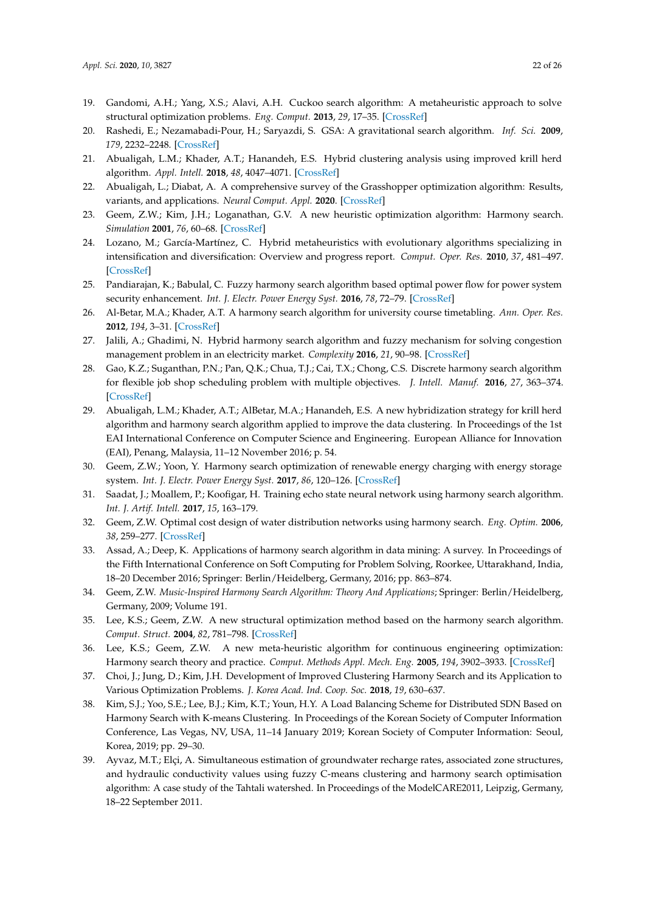19. Gandomi, A.H.; Yang, X.S.; Alavi, A.H. Cuckoo search algorithm: A metaheuristic approach to solve structural optimization problems. *Eng. Comput.* **2013**, *29*, 17–35. [CrossRef]
20. Rashedi, E.; Nezamabadi-Pour, H.; Saryazdi, S. GSA: A gravitational search algorithm. *Inf. Sci.* **2009**, *179*, 2232–2248. [CrossRef]
21. Abualigah, L.M.; Khader, A.T.; Hanandeh, E.S. Hybrid clustering analysis using improved krill herd algorithm. *Appl. Intell.* **2018**, *48*, 4047–4071. [CrossRef]
22. Abualigah, L.; Diabat, A. A comprehensive survey of the Grasshopper optimization algorithm: Results, variants, and applications. *Neural Comput. Appl.* **2020**. [CrossRef]
23. Geem, Z.W.; Kim, J.H.; Loganathan, G.V. A new heuristic optimization algorithm: Harmony search. *Simulation* **2001**, *76*, 60–68. [CrossRef]
24. Lozano, M.; García-Martínez, C. Hybrid metaheuristics with evolutionary algorithms specializing in intensification and diversification: Overview and progress report. *Comput. Oper. Res.* **2010**, *37*, 481–497. [CrossRef]
25. Pandiarajan, K.; Babulal, C. Fuzzy harmony search algorithm based optimal power flow for power system security enhancement. *Int. J. Electr. Power Energy Syst.* **2016**, *78*, 72–79. [CrossRef]
26. Al-Betar, M.A.; Khader, A.T. A harmony search algorithm for university course timetabling. *Ann. Oper. Res.* **2012**, *194*, 3–31. [CrossRef]
27. Jalili, A.; Ghadimi, N. Hybrid harmony search algorithm and fuzzy mechanism for solving congestion management problem in an electricity market. *Complexity* **2016**, *21*, 90–98. [CrossRef]
28. Gao, K.Z.; Suganthan, P.N.; Pan, Q.K.; Chua, T.J.; Cai, T.X.; Chong, C.S. Discrete harmony search algorithm for flexible job shop scheduling problem with multiple objectives. *J. Intell. Manuf.* **2016**, *27*, 363–374. [CrossRef]
29. Abualigah, L.M.; Khader, A.T.; AlBetar, M.A.; Hanandeh, E.S. A new hybridization strategy for krill herd algorithm and harmony search algorithm applied to improve the data clustering. In Proceedings of the 1st EAI International Conference on Computer Science and Engineering. European Alliance for Innovation (EAI), Penang, Malaysia, 11–12 November 2016; p. 54.
30. Geem, Z.W.; Yoon, Y. Harmony search optimization of renewable energy charging with energy storage system. *Int. J. Electr. Power Energy Syst.* **2017**, *86*, 120–126. [CrossRef]
31. Saadat, J.; Moallem, P.; Koofigar, H. Training echo state neural network using harmony search algorithm. *Int. J. Artif. Intell.* **2017**, *15*, 163–179.
32. Geem, Z.W. Optimal cost design of water distribution networks using harmony search. *Eng. Optim.* **2006**, *38*, 259–277. [CrossRef]
33. Assad, A.; Deep, K. Applications of harmony search algorithm in data mining: A survey. In Proceedings of the Fifth International Conference on Soft Computing for Problem Solving, Roorkee, Uttarakhand, India, 18–20 December 2016; Springer: Berlin/Heidelberg, Germany, 2016; pp. 863–874.
34. Geem, Z.W. *Music-Inspired Harmony Search Algorithm: Theory And Applications*; Springer: Berlin/Heidelberg, Germany, 2009; Volume 191.
35. Lee, K.S.; Geem, Z.W. A new structural optimization method based on the harmony search algorithm. *Comput. Struct.* **2004**, *82*, 781–798. [CrossRef]
36. Lee, K.S.; Geem, Z.W. A new meta-heuristic algorithm for continuous engineering optimization: Harmony search theory and practice. *Comput. Methods Appl. Mech. Eng.* **2005**, *194*, 3902–3933. [CrossRef]
37. Choi, J.; Jung, D.; Kim, J.H. Development of Improved Clustering Harmony Search and its Application to Various Optimization Problems. *J. Korea Acad. Ind. Coop. Soc.* **2018**, *19*, 630–637.
38. Kim, S.J.; Yoo, S.E.; Lee, B.J.; Kim, K.T.; Youn, H.Y. A Load Balancing Scheme for Distributed SDN Based on Harmony Search with K-means Clustering. In Proceedings of the Korean Society of Computer Information Conference, Las Vegas, NV, USA, 11–14 January 2019; Korean Society of Computer Information: Seoul, Korea, 2019; pp. 29–30.
39. Ayvaz, M.T.; Elçi, A. Simultaneous estimation of groundwater recharge rates, associated zone structures, and hydraulic conductivity values using fuzzy C-means clustering and harmony search optimisation algorithm: A case study of the Tahtali watershed. In Proceedings of the ModelCARE2011, Leipzig, Germany, 18–22 September 2011.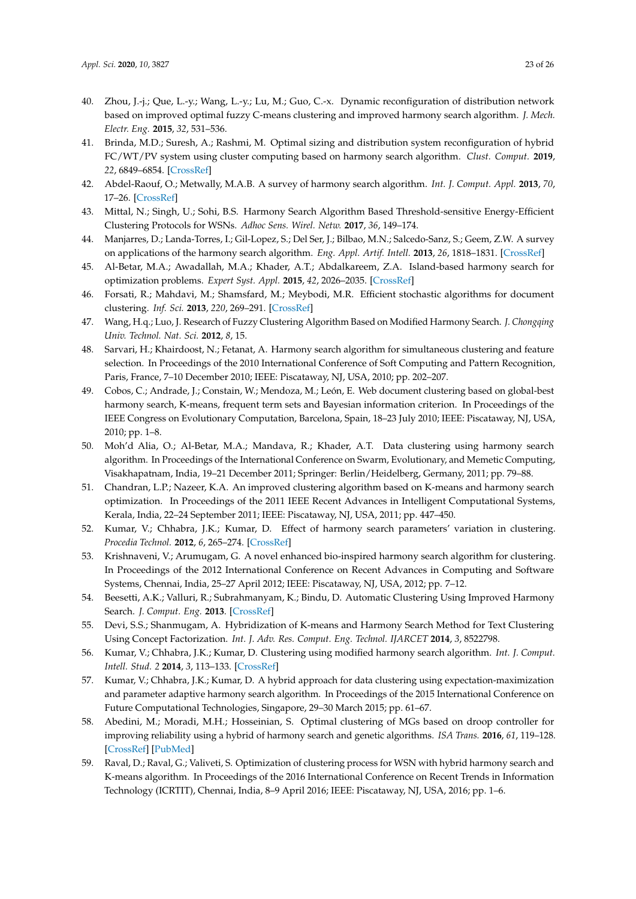40. Zhou, J.-j.; Que, L.-y.; Wang, L.-y.; Lu, M.; Guo, C.-x. Dynamic reconfiguration of distribution network based on improved optimal fuzzy C-means clustering and improved harmony search algorithm. *J. Mech. Electr. Eng.* **2015**, *32*, 531–536.
41. Brinda, M.D.; Suresh, A.; Rashmi, M. Optimal sizing and distribution system reconfiguration of hybrid FC/WT/PV system using cluster computing based on harmony search algorithm. *Clust. Comput.* **2019**, *22*, 6849–6854. [CrossRef]
42. Abdel-Raouf, O.; Metwally, M.A.B. A survey of harmony search algorithm. *Int. J. Comput. Appl.* **2013**, *70*, 17–26. [CrossRef]
43. Mittal, N.; Singh, U.; Sohi, B.S. Harmony Search Algorithm Based Threshold-sensitive Energy-Efficient Clustering Protocols for WSNs. *Adhoc Sens. Wirel. Netw.* **2017**, *36*, 149–174.
44. Manjarres, D.; Landa-Torres, I.; Gil-Lopez, S.; Del Ser, J.; Bilbao, M.N.; Salcedo-Sanz, S.; Geem, Z.W. A survey on applications of the harmony search algorithm. *Eng. Appl. Artif. Intell.* **2013**, *26*, 1818–1831. [CrossRef]
45. Al-Betar, M.A.; Awadallah, M.A.; Khader, A.T.; Abdalkareem, Z.A. Island-based harmony search for optimization problems. *Expert Syst. Appl.* **2015**, *42*, 2026–2035. [CrossRef]
46. Forsati, R.; Mahdavi, M.; Shamsfard, M.; Meybodi, M.R. Efficient stochastic algorithms for document clustering. *Inf. Sci.* **2013**, *220*, 269–291. [CrossRef]
47. Wang, H.q.; Luo, J. Research of Fuzzy Clustering Algorithm Based on Modified Harmony Search. *J. Chongqing Univ. Technol. Nat. Sci.* **2012**, *8*, 15.
48. Sarvari, H.; Khairdoost, N.; Fetanat, A. Harmony search algorithm for simultaneous clustering and feature selection. In Proceedings of the 2010 International Conference of Soft Computing and Pattern Recognition, Paris, France, 7–10 December 2010; IEEE: Piscataway, NJ, USA, 2010; pp. 202–207.
49. Cobos, C.; Andrade, J.; Constain, W.; Mendoza, M.; León, E. Web document clustering based on global-best harmony search, K-means, frequent term sets and Bayesian information criterion. In Proceedings of the IEEE Congress on Evolutionary Computation, Barcelona, Spain, 18–23 July 2010; IEEE: Piscataway, NJ, USA, 2010; pp. 1–8.
50. Moh'd Alia, O.; Al-Betar, M.A.; Mandava, R.; Khader, A.T. Data clustering using harmony search algorithm. In Proceedings of the International Conference on Swarm, Evolutionary, and Memetic Computing, Visakhapatnam, India, 19–21 December 2011; Springer: Berlin/Heidelberg, Germany, 2011; pp. 79–88.
51. Chandran, L.P.; Nazeer, K.A. An improved clustering algorithm based on K-means and harmony search optimization. In Proceedings of the 2011 IEEE Recent Advances in Intelligent Computational Systems, Kerala, India, 22–24 September 2011; IEEE: Piscataway, NJ, USA, 2011; pp. 447–450.
52. Kumar, V.; Chhabra, J.K.; Kumar, D. Effect of harmony search parameters' variation in clustering. *Procedia Technol.* **2012**, *6*, 265–274. [CrossRef]
53. Krishnaveni, V.; Arumugam, G. A novel enhanced bio-inspired harmony search algorithm for clustering. In Proceedings of the 2012 International Conference on Recent Advances in Computing and Software Systems, Chennai, India, 25–27 April 2012; IEEE: Piscataway, NJ, USA, 2012; pp. 7–12.
54. Beesetti, A.K.; Valluri, R.; Subrahmanyam, K.; Bindu, D. Automatic Clustering Using Improved Harmony Search. *J. Comput. Eng.* **2013**. [CrossRef]
55. Devi, S.S.; Shanmugam, A. Hybridization of K-means and Harmony Search Method for Text Clustering Using Concept Factorization. *Int. J. Adv. Res. Comput. Eng. Technol. IJARCET* **2014**, *3*, 8522798.
56. Kumar, V.; Chhabra, J.K.; Kumar, D. Clustering using modified harmony search algorithm. *Int. J. Comput. Intell. Stud. 2* **2014**, *3*, 113–133. [CrossRef]
57. Kumar, V.; Chhabra, J.K.; Kumar, D. A hybrid approach for data clustering using expectation-maximization and parameter adaptive harmony search algorithm. In Proceedings of the 2015 International Conference on Future Computational Technologies, Singapore, 29–30 March 2015; pp. 61–67.
58. Abedini, M.; Moradi, M.H.; Hosseinian, S. Optimal clustering of MGs based on droop controller for improving reliability using a hybrid of harmony search and genetic algorithms. *ISA Trans.* **2016**, *61*, 119–128. [CrossRef] [PubMed]
59. Raval, D.; Raval, G.; Valiveti, S. Optimization of clustering process for WSN with hybrid harmony search and K-means algorithm. In Proceedings of the 2016 International Conference on Recent Trends in Information Technology (ICRTIT), Chennai, India, 8–9 April 2016; IEEE: Piscataway, NJ, USA, 2016; pp. 1–6.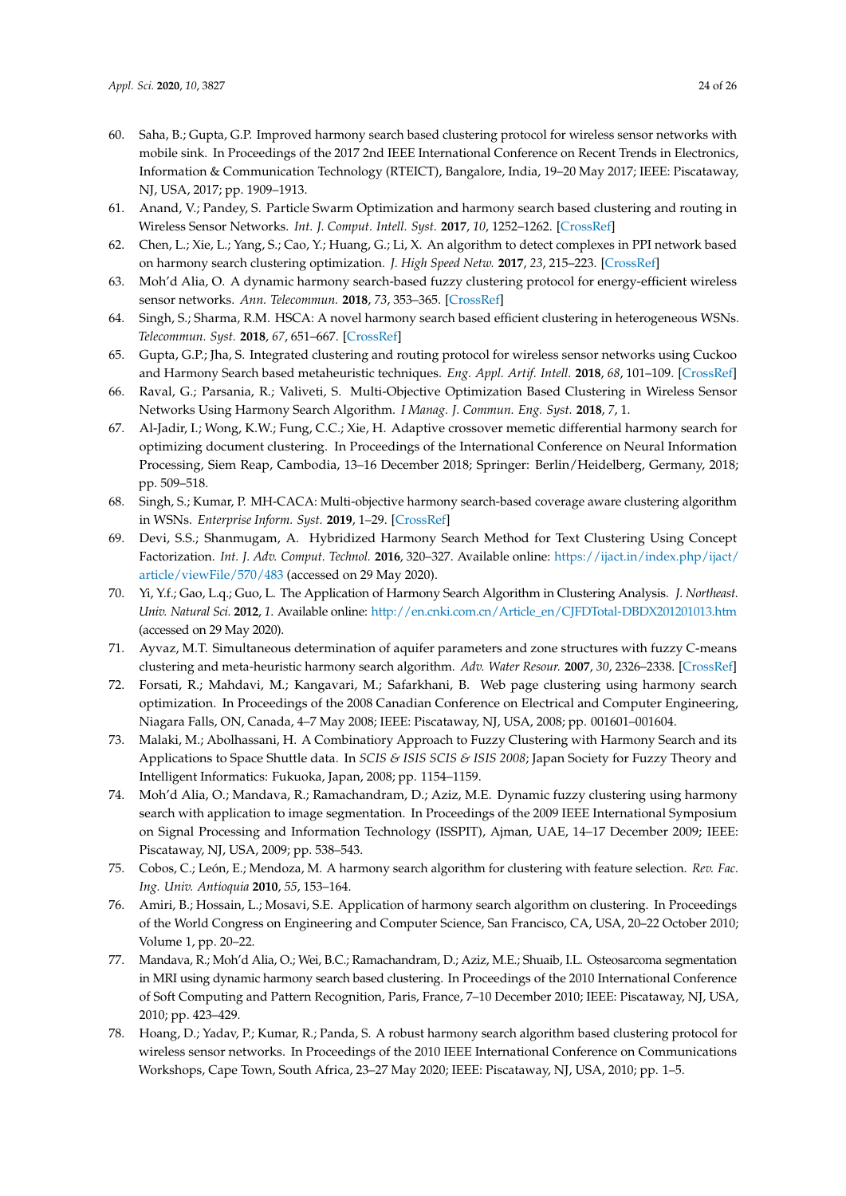60. Saha, B.; Gupta, G.P. Improved harmony search based clustering protocol for wireless sensor networks with mobile sink. In Proceedings of the 2017 2nd IEEE International Conference on Recent Trends in Electronics, Information & Communication Technology (RTEICT), Bangalore, India, 19–20 May 2017; IEEE: Piscataway, NJ, USA, 2017; pp. 1909–1913.
61. Anand, V.; Pandey, S. Particle Swarm Optimization and harmony search based clustering and routing in Wireless Sensor Networks. *Int. J. Comput. Intell. Syst.* **2017**, *10*, 1252–1262. [CrossRef]
62. Chen, L.; Xie, L.; Yang, S.; Cao, Y.; Huang, G.; Li, X. An algorithm to detect complexes in PPI network based on harmony search clustering optimization. *J. High Speed Netw.* **2017**, *23*, 215–223. [CrossRef]
63. Moh'd Alia, O. A dynamic harmony search-based fuzzy clustering protocol for energy-efficient wireless sensor networks. *Ann. Telecommun.* **2018**, *73*, 353–365. [CrossRef]
64. Singh, S.; Sharma, R.M. HSCA: A novel harmony search based efficient clustering in heterogeneous WSNs. *Telecommun. Syst.* **2018**, *67*, 651–667. [CrossRef]
65. Gupta, G.P.; Jha, S. Integrated clustering and routing protocol for wireless sensor networks using Cuckoo and Harmony Search based metaheuristic techniques. *Eng. Appl. Artif. Intell.* **2018**, *68*, 101–109. [CrossRef]
66. Raval, G.; Parsania, R.; Valiveti, S. Multi-Objective Optimization Based Clustering in Wireless Sensor Networks Using Harmony Search Algorithm. *I Manag. J. Commun. Eng. Syst.* **2018**, *7*, 1.
67. Al-Jadir, I.; Wong, K.W.; Fung, C.C.; Xie, H. Adaptive crossover memetic differential harmony search for optimizing document clustering. In Proceedings of the International Conference on Neural Information Processing, Siem Reap, Cambodia, 13–16 December 2018; Springer: Berlin/Heidelberg, Germany, 2018; pp. 509–518.
68. Singh, S.; Kumar, P. MH-CACA: Multi-objective harmony search-based coverage aware clustering algorithm in WSNs. *Enterprise Inform. Syst.* **2019**, 1–29. [CrossRef]
69. Devi, S.S.; Shanmugam, A. Hybridized Harmony Search Method for Text Clustering Using Concept Factorization. *Int. J. Adv. Comput. Technol.* **2016**, 320–327. Available online: https://ijact.in/index.php/ijact/article/viewFile/570/483 (accessed on 29 May 2020).
70. Yi, Y.f.; Gao, L.q.; Guo, L. The Application of Harmony Search Algorithm in Clustering Analysis. *J. Northeast. Univ. Natural Sci.* **2012**, *1*. Available online: http://en.cnki.com.cn/Article_en/CJFDTotal-DBDX201201013.htm (accessed on 29 May 2020).
71. Ayvaz, M.T. Simultaneous determination of aquifer parameters and zone structures with fuzzy C-means clustering and meta-heuristic harmony search algorithm. *Adv. Water Resour.* **2007**, *30*, 2326–2338. [CrossRef]
72. Forsati, R.; Mahdavi, M.; Kangavari, M.; Safarkhani, B. Web page clustering using harmony search optimization. In Proceedings of the 2008 Canadian Conference on Electrical and Computer Engineering, Niagara Falls, ON, Canada, 4–7 May 2008; IEEE: Piscataway, NJ, USA, 2008; pp. 001601–001604.
73. Malaki, M.; Abolhassani, H. A Combinatiory Approach to Fuzzy Clustering with Harmony Search and its Applications to Space Shuttle data. In *SCIS & ISIS SCIS & ISIS 2008*; Japan Society for Fuzzy Theory and Intelligent Informatics: Fukuoka, Japan, 2008; pp. 1154–1159.
74. Moh'd Alia, O.; Mandava, R.; Ramachandram, D.; Aziz, M.E. Dynamic fuzzy clustering using harmony search with application to image segmentation. In Proceedings of the 2009 IEEE International Symposium on Signal Processing and Information Technology (ISSPIT), Ajman, UAE, 14–17 December 2009; IEEE: Piscataway, NJ, USA, 2009; pp. 538–543.
75. Cobos, C.; León, E.; Mendoza, M. A harmony search algorithm for clustering with feature selection. *Rev. Fac. Ing. Univ. Antioquia* **2010**, *55*, 153–164.
76. Amiri, B.; Hossain, L.; Mosavi, S.E. Application of harmony search algorithm on clustering. In Proceedings of the World Congress on Engineering and Computer Science, San Francisco, CA, USA, 20–22 October 2010; Volume 1, pp. 20–22.
77. Mandava, R.; Moh'd Alia, O.; Wei, B.C.; Ramachandram, D.; Aziz, M.E.; Shuaib, I.L. Osteosarcoma segmentation in MRI using dynamic harmony search based clustering. In Proceedings of the 2010 International Conference of Soft Computing and Pattern Recognition, Paris, France, 7–10 December 2010; IEEE: Piscataway, NJ, USA, 2010; pp. 423–429.
78. Hoang, D.; Yadav, P.; Kumar, R.; Panda, S. A robust harmony search algorithm based clustering protocol for wireless sensor networks. In Proceedings of the 2010 IEEE International Conference on Communications Workshops, Cape Town, South Africa, 23–27 May 2020; IEEE: Piscataway, NJ, USA, 2010; pp. 1–5.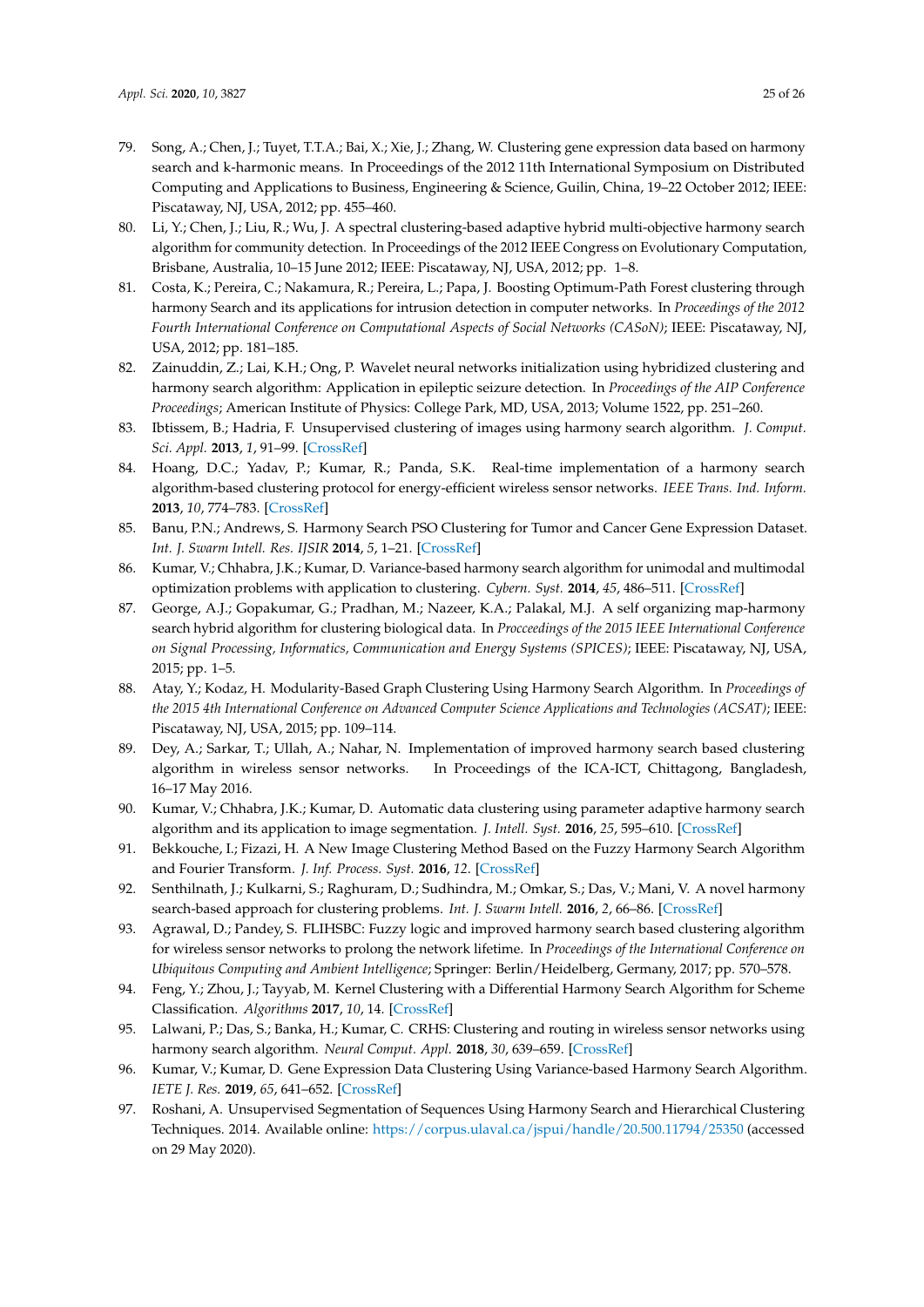79. Song, A.; Chen, J.; Tuyet, T.T.A.; Bai, X.; Xie, J.; Zhang, W. Clustering gene expression data based on harmony search and k-harmonic means. In Proceedings of the 2012 11th International Symposium on Distributed Computing and Applications to Business, Engineering & Science, Guilin, China, 19–22 October 2012; IEEE: Piscataway, NJ, USA, 2012; pp. 455–460.
80. Li, Y.; Chen, J.; Liu, R.; Wu, J. A spectral clustering-based adaptive hybrid multi-objective harmony search algorithm for community detection. In Proceedings of the 2012 IEEE Congress on Evolutionary Computation, Brisbane, Australia, 10–15 June 2012; IEEE: Piscataway, NJ, USA, 2012; pp. 1–8.
81. Costa, K.; Pereira, C.; Nakamura, R.; Pereira, L.; Papa, J. Boosting Optimum-Path Forest clustering through harmony Search and its applications for intrusion detection in computer networks. In *Proceedings of the 2012 Fourth International Conference on Computational Aspects of Social Networks (CASoN)*; IEEE: Piscataway, NJ, USA, 2012; pp. 181–185.
82. Zainuddin, Z.; Lai, K.H.; Ong, P. Wavelet neural networks initialization using hybridized clustering and harmony search algorithm: Application in epileptic seizure detection. In *Proceedings of the AIP Conference Proceedings*; American Institute of Physics: College Park, MD, USA, 2013; Volume 1522, pp. 251–260.
83. Ibtissem, B.; Hadria, F. Unsupervised clustering of images using harmony search algorithm. *J. Comput. Sci. Appl.* **2013**, *1*, 91–99. [CrossRef]
84. Hoang, D.C.; Yadav, P.; Kumar, R.; Panda, S.K. Real-time implementation of a harmony search algorithm-based clustering protocol for energy-efficient wireless sensor networks. *IEEE Trans. Ind. Inform.* **2013**, *10*, 774–783. [CrossRef]
85. Banu, P.N.; Andrews, S. Harmony Search PSO Clustering for Tumor and Cancer Gene Expression Dataset. *Int. J. Swarm Intell. Res. IJSIR* **2014**, *5*, 1–21. [CrossRef]
86. Kumar, V.; Chhabra, J.K.; Kumar, D. Variance-based harmony search algorithm for unimodal and multimodal optimization problems with application to clustering. *Cybern. Syst.* **2014**, *45*, 486–511. [CrossRef]
87. George, A.J.; Gopakumar, G.; Pradhan, M.; Nazeer, K.A.; Palakal, M.J. A self organizing map-harmony search hybrid algorithm for clustering biological data. In *Procceedings of the 2015 IEEE International Conference on Signal Processing, Informatics, Communication and Energy Systems (SPICES)*; IEEE: Piscataway, NJ, USA, 2015; pp. 1–5.
88. Atay, Y.; Kodaz, H. Modularity-Based Graph Clustering Using Harmony Search Algorithm. In *Proceedings of the 2015 4th International Conference on Advanced Computer Science Applications and Technologies (ACSAT)*; IEEE: Piscataway, NJ, USA, 2015; pp. 109–114.
89. Dey, A.; Sarkar, T.; Ullah, A.; Nahar, N. Implementation of improved harmony search based clustering algorithm in wireless sensor networks. In Proceedings of the ICA-ICT, Chittagong, Bangladesh, 16–17 May 2016.
90. Kumar, V.; Chhabra, J.K.; Kumar, D. Automatic data clustering using parameter adaptive harmony search algorithm and its application to image segmentation. *J. Intell. Syst.* **2016**, *25*, 595–610. [CrossRef]
91. Bekkouche, I.; Fizazi, H. A New Image Clustering Method Based on the Fuzzy Harmony Search Algorithm and Fourier Transform. *J. Inf. Process. Syst.* **2016**, *12*. [CrossRef]
92. Senthilnath, J.; Kulkarni, S.; Raghuram, D.; Sudhindra, M.; Omkar, S.; Das, V.; Mani, V. A novel harmony search-based approach for clustering problems. *Int. J. Swarm Intell.* **2016**, *2*, 66–86. [CrossRef]
93. Agrawal, D.; Pandey, S. FLIHSBC: Fuzzy logic and improved harmony search based clustering algorithm for wireless sensor networks to prolong the network lifetime. In *Proceedings of the International Conference on Ubiquitous Computing and Ambient Intelligence*; Springer: Berlin/Heidelberg, Germany, 2017; pp. 570–578.
94. Feng, Y.; Zhou, J.; Tayyab, M. Kernel Clustering with a Differential Harmony Search Algorithm for Scheme Classification. *Algorithms* **2017**, *10*, 14. [CrossRef]
95. Lalwani, P.; Das, S.; Banka, H.; Kumar, C. CRHS: Clustering and routing in wireless sensor networks using harmony search algorithm. *Neural Comput. Appl.* **2018**, *30*, 639–659. [CrossRef]
96. Kumar, V.; Kumar, D. Gene Expression Data Clustering Using Variance-based Harmony Search Algorithm. *IETE J. Res.* **2019**, *65*, 641–652. [CrossRef]
97. Roshani, A. Unsupervised Segmentation of Sequences Using Harmony Search and Hierarchical Clustering Techniques. 2014. Available online: https://corpus.ulaval.ca/jspui/handle/20.500.11794/25350 (accessed on 29 May 2020).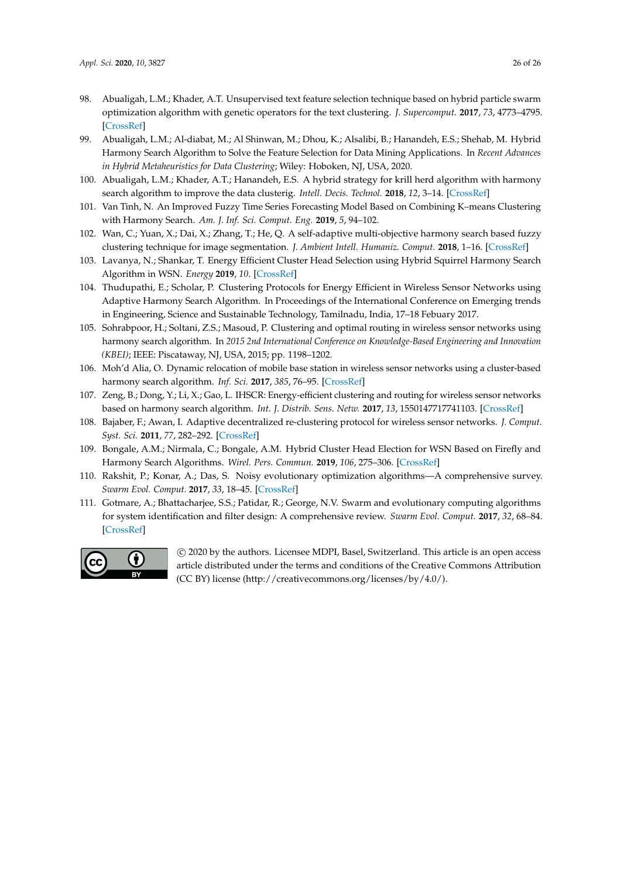98. Abualigah, L.M.; Khader, A.T. Unsupervised text feature selection technique based on hybrid particle swarm optimization algorithm with genetic operators for the text clustering. *J. Supercomput.* **2017**, *73*, 4773–4795. [CrossRef]
99. Abualigah, L.M.; Al-diabat, M.; Al Shinwan, M.; Dhou, K.; Alsalibi, B.; Hanandeh, E.S.; Shehab, M. Hybrid Harmony Search Algorithm to Solve the Feature Selection for Data Mining Applications. In *Recent Advances in Hybrid Metaheuristics for Data Clustering*; Wiley: Hoboken, NJ, USA, 2020.
100. Abualigah, L.M.; Khader, A.T.; Hanandeh, E.S. A hybrid strategy for krill herd algorithm with harmony search algorithm to improve the data clusterig. *Intell. Decis. Technol.* **2018**, *12*, 3–14. [CrossRef]
101. Van Tinh, N. An Improved Fuzzy Time Series Forecasting Model Based on Combining K–means Clustering with Harmony Search. *Am. J. Inf. Sci. Comput. Eng.* **2019**, *5*, 94–102.
102. Wan, C.; Yuan, X.; Dai, X.; Zhang, T.; He, Q. A self-adaptive multi-objective harmony search based fuzzy clustering technique for image segmentation. *J. Ambient Intell. Humaniz. Comput.* **2018**, 1–16. [CrossRef]
103. Lavanya, N.; Shankar, T. Energy Efficient Cluster Head Selection using Hybrid Squirrel Harmony Search Algorithm in WSN. *Energy* **2019**, *10*. [CrossRef]
104. Thudupathi, E.; Scholar, P. Clustering Protocols for Energy Efficient in Wireless Sensor Networks using Adaptive Harmony Search Algorithm. In Proceedings of the International Conference on Emerging trends in Engineering, Science and Sustainable Technology, Tamilnadu, India, 17–18 Febuary 2017.
105. Sohrabpoor, H.; Soltani, Z.S.; Masoud, P. Clustering and optimal routing in wireless sensor networks using harmony search algorithm. In *2015 2nd International Conference on Knowledge-Based Engineering and Innovation (KBEI)*; IEEE: Piscataway, NJ, USA, 2015; pp. 1198–1202.
106. Moh'd Alia, O. Dynamic relocation of mobile base station in wireless sensor networks using a cluster-based harmony search algorithm. *Inf. Sci.* **2017**, *385*, 76–95. [CrossRef]
107. Zeng, B.; Dong, Y.; Li, X.; Gao, L. IHSCR: Energy-efficient clustering and routing for wireless sensor networks based on harmony search algorithm. *Int. J. Distrib. Sens. Netw.* **2017**, *13*, 1550147717741103. [CrossRef]
108. Bajaber, F.; Awan, I. Adaptive decentralized re-clustering protocol for wireless sensor networks. *J. Comput. Syst. Sci.* **2011**, *77*, 282–292. [CrossRef]
109. Bongale, A.M.; Nirmala, C.; Bongale, A.M. Hybrid Cluster Head Election for WSN Based on Firefly and Harmony Search Algorithms. *Wirel. Pers. Commun.* **2019**, *106*, 275–306. [CrossRef]
110. Rakshit, P.; Konar, A.; Das, S. Noisy evolutionary optimization algorithms—A comprehensive survey. *Swarm Evol. Comput.* **2017**, *33*, 18–45. [CrossRef]
111. Gotmare, A.; Bhattacharjee, S.S.; Patidar, R.; George, N.V. Swarm and evolutionary computing algorithms for system identification and filter design: A comprehensive review. *Swarm Evol. Comput.* **2017**, *32*, 68–84. [CrossRef]

© 2020 by the authors. Licensee MDPI, Basel, Switzerland. This article is an open access article distributed under the terms and conditions of the Creative Commons Attribution (CC BY) license (http://creativecommons.org/licenses/by/4.0/).